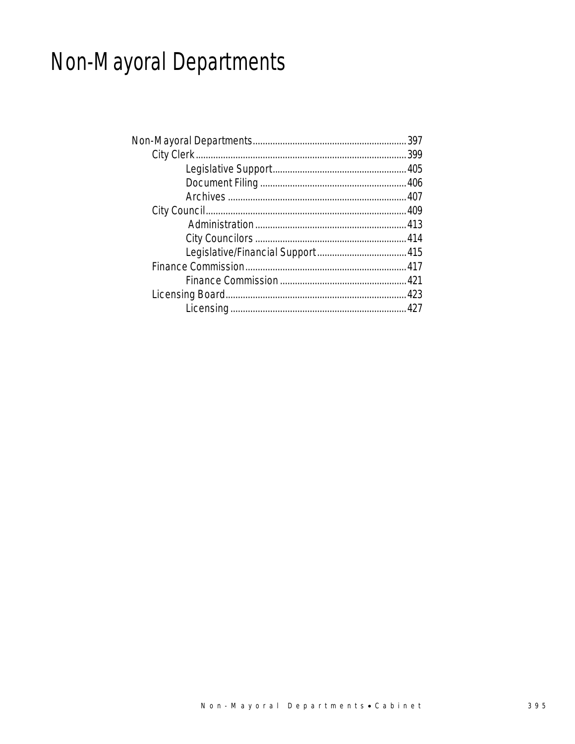# Non-Mayoral Departments

- Non-Mayoral Departments....397
  - City Clerk....399
    - Legislative Support....405
    - Document Filing....406
    - Archives....407
  - City Council....409
    - Administration....413
    - City Councilors....414
    - Legislative/Financial Support....415
  - Finance Commission....417
    - Finance Commission....421
  - Licensing Board....423
    - Licensing....427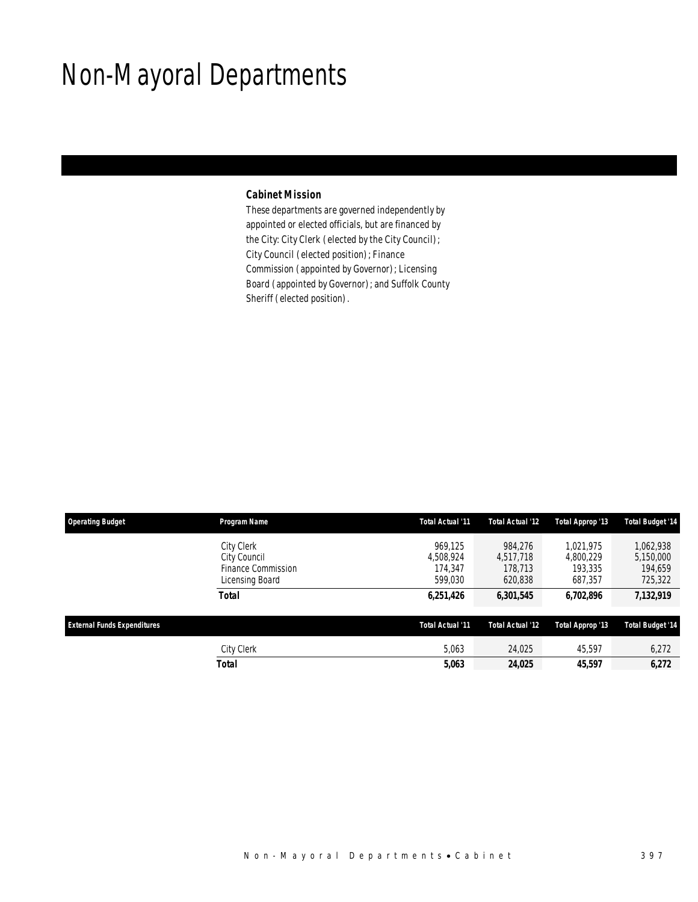# Non-Mayoral Departments

### Cabinet Mission

These departments are governed independently by appointed or elected officials, but are financed by the City: City Clerk (elected by the City Council); City Council (elected position); Finance Commission (appointed by Governor); Licensing Board (appointed by Governor); and Suffolk County Sheriff (elected position).

| Operating Budget | Program Name | Total Actual '11 | Total Actual '12 | Total Approp '13 | Total Budget '14 |
|---|---|---|---|---|---|
| | City Clerk | 969,125 | 984,276 | 1,021,975 | 1,062,938 |
| | City Council | 4,508,924 | 4,517,718 | 4,800,229 | 5,150,000 |
| | Finance Commission | 174,347 | 178,713 | 193,335 | 194,659 |
| | Licensing Board | 599,030 | 620,838 | 687,357 | 725,322 |
| | **Total** | **6,251,426** | **6,301,545** | **6,702,896** | **7,132,919** |

| External Funds Expenditures | | Total Actual '11 | Total Actual '12 | Total Approp '13 | Total Budget '14 |
|---|---|---|---|---|---|
| | City Clerk | 5,063 | 24,025 | 45,597 | 6,272 |
| | **Total** | **5,063** | **24,025** | **45,597** | **6,272** |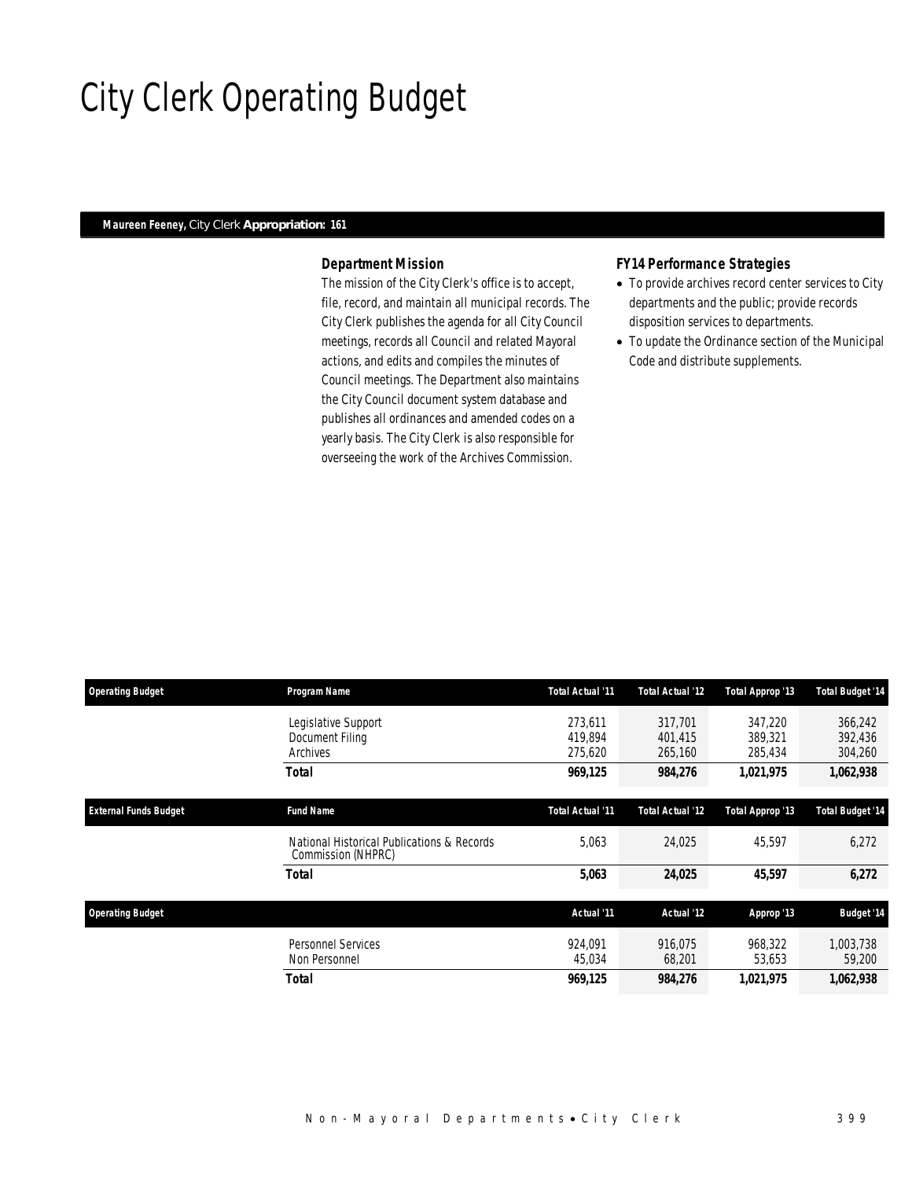# City Clerk Operating Budget

**Maureen Feeney,** City Clerk **Appropriation: 161**

### Department Mission

The mission of the City Clerk's office is to accept, file, record, and maintain all municipal records. The City Clerk publishes the agenda for all City Council meetings, records all Council and related Mayoral actions, and edits and compiles the minutes of Council meetings. The Department also maintains the City Council document system database and publishes all ordinances and amended codes on a yearly basis. The City Clerk is also responsible for overseeing the work of the Archives Commission.

### FY14 Performance Strategies

- To provide archives record center services to City departments and the public; provide records disposition services to departments.
- To update the Ordinance section of the Municipal Code and distribute supplements.

| Operating Budget | Program Name | Total Actual '11 | Total Actual '12 | Total Approp '13 | Total Budget '14 |
|---|---|---|---|---|---|
| | Legislative Support | 273,611 | 317,701 | 347,220 | 366,242 |
| | Document Filing | 419,894 | 401,415 | 389,321 | 392,436 |
| | Archives | 275,620 | 265,160 | 285,434 | 304,260 |
| | **Total** | **969,125** | **984,276** | **1,021,975** | **1,062,938** |

| External Funds Budget | Fund Name | Total Actual '11 | Total Actual '12 | Total Approp '13 | Total Budget '14 |
|---|---|---|---|---|---|
| | National Historical Publications & Records Commission (NHPRC) | 5,063 | 24,025 | 45,597 | 6,272 |
| | **Total** | **5,063** | **24,025** | **45,597** | **6,272** |

| Operating Budget | | Actual '11 | Actual '12 | Approp '13 | Budget '14 |
|---|---|---|---|---|---|
| | Personnel Services | 924,091 | 916,075 | 968,322 | 1,003,738 |
| | Non Personnel | 45,034 | 68,201 | 53,653 | 59,200 |
| | **Total** | **969,125** | **984,276** | **1,021,975** | **1,062,938** |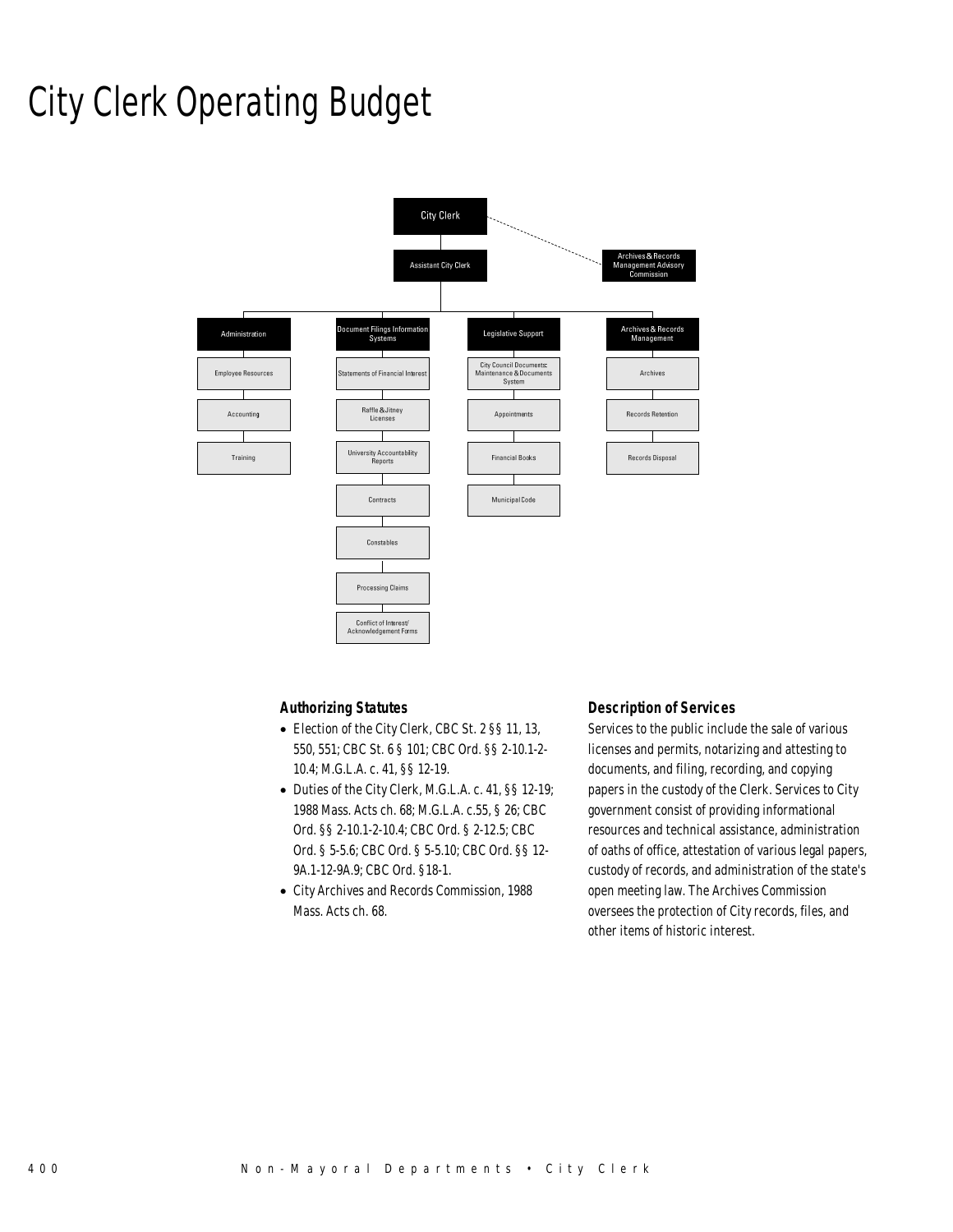# City Clerk Operating Budget

- City Clerk
  - Archives & Records Management Advisory Commission
  - Assistant City Clerk
    - Administration
      - Employee Resources
      - Accounting
      - Training
    - Document Filings Information Systems
      - Statements of Financial Interest
      - Raffle & Jitney Licenses
      - University Accountability Reports
      - Contracts
      - Constables
      - Processing Claims
      - Conflict of Interest/ Acknowledgement Forms
    - Legislative Support
      - City Council Documents; Maintenance & Documents System
      - Appointments
      - Financial Books
      - Municipal Code
    - Archives & Records Management
      - Archives
      - Records Retention
      - Records Disposal

### Authorizing Statutes

- Election of the City Clerk, CBC St. 2 §§ 11, 13, 550, 551; CBC St. 6 § 101; CBC Ord. §§ 2-10.1-2-10.4; M.G.L.A. c. 41, §§ 12-19.
- Duties of the City Clerk, M.G.L.A. c. 41, §§ 12-19; 1988 Mass. Acts ch. 68; M.G.L.A. c.55, § 26; CBC Ord. §§ 2-10.1-2-10.4; CBC Ord. § 2-12.5; CBC Ord. § 5-5.6; CBC Ord. § 5-5.10; CBC Ord. §§ 12-9A.1-12-9A.9; CBC Ord. §18-1.
- City Archives and Records Commission, 1988 Mass. Acts ch. 68.

### Description of Services

Services to the public include the sale of various licenses and permits, notarizing and attesting to documents, and filing, recording, and copying papers in the custody of the Clerk. Services to City government consist of providing informational resources and technical assistance, administration of oaths of office, attestation of various legal papers, custody of records, and administration of the state's open meeting law. The Archives Commission oversees the protection of City records, files, and other items of historic interest.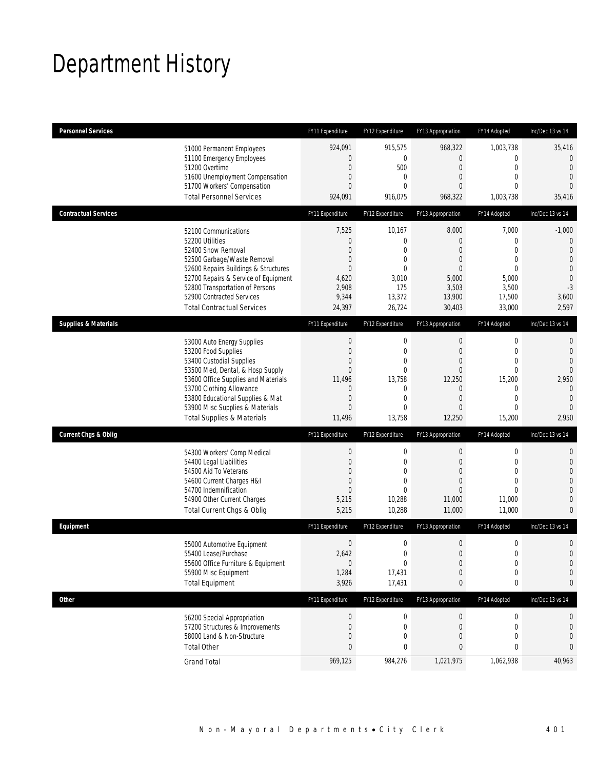# Department History

| Personnel Services | FY11 Expenditure | FY12 Expenditure | FY13 Appropriation | FY14 Adopted | Inc/Dec 13 vs 14 |
|---|---|---|---|---|---|
| 51000 Permanent Employees | 924,091 | 915,575 | 968,322 | 1,003,738 | 35,416 |
| 51100 Emergency Employees | 0 | 0 | 0 | 0 | 0 |
| 51200 Overtime | 0 | 500 | 0 | 0 | 0 |
| 51600 Unemployment Compensation | 0 | 0 | 0 | 0 | 0 |
| 51700 Workers' Compensation | 0 | 0 | 0 | 0 | 0 |
| Total Personnel Services | 924,091 | 916,075 | 968,322 | 1,003,738 | 35,416 |

| Contractual Services | FY11 Expenditure | FY12 Expenditure | FY13 Appropriation | FY14 Adopted | Inc/Dec 13 vs 14 |
|---|---|---|---|---|---|
| 52100 Communications | 7,525 | 10,167 | 8,000 | 7,000 | -1,000 |
| 52200 Utilities | 0 | 0 | 0 | 0 | 0 |
| 52400 Snow Removal | 0 | 0 | 0 | 0 | 0 |
| 52500 Garbage/Waste Removal | 0 | 0 | 0 | 0 | 0 |
| 52600 Repairs Buildings & Structures | 0 | 0 | 0 | 0 | 0 |
| 52700 Repairs & Service of Equipment | 4,620 | 3,010 | 5,000 | 5,000 | 0 |
| 52800 Transportation of Persons | 2,908 | 175 | 3,503 | 3,500 | -3 |
| 52900 Contracted Services | 9,344 | 13,372 | 13,900 | 17,500 | 3,600 |
| Total Contractual Services | 24,397 | 26,724 | 30,403 | 33,000 | 2,597 |

| Supplies & Materials | FY11 Expenditure | FY12 Expenditure | FY13 Appropriation | FY14 Adopted | Inc/Dec 13 vs 14 |
|---|---|---|---|---|---|
| 53000 Auto Energy Supplies | 0 | 0 | 0 | 0 | 0 |
| 53200 Food Supplies | 0 | 0 | 0 | 0 | 0 |
| 53400 Custodial Supplies | 0 | 0 | 0 | 0 | 0 |
| 53500 Med, Dental, & Hosp Supply | 0 | 0 | 0 | 0 | 0 |
| 53600 Office Supplies and Materials | 11,496 | 13,758 | 12,250 | 15,200 | 2,950 |
| 53700 Clothing Allowance | 0 | 0 | 0 | 0 | 0 |
| 53800 Educational Supplies & Mat | 0 | 0 | 0 | 0 | 0 |
| 53900 Misc Supplies & Materials | 0 | 0 | 0 | 0 | 0 |
| Total Supplies & Materials | 11,496 | 13,758 | 12,250 | 15,200 | 2,950 |

| Current Chgs & Oblig | FY11 Expenditure | FY12 Expenditure | FY13 Appropriation | FY14 Adopted | Inc/Dec 13 vs 14 |
|---|---|---|---|---|---|
| 54300 Workers' Comp Medical | 0 | 0 | 0 | 0 | 0 |
| 54400 Legal Liabilities | 0 | 0 | 0 | 0 | 0 |
| 54500 Aid To Veterans | 0 | 0 | 0 | 0 | 0 |
| 54600 Current Charges H&I | 0 | 0 | 0 | 0 | 0 |
| 54700 Indemnification | 0 | 0 | 0 | 0 | 0 |
| 54900 Other Current Charges | 5,215 | 10,288 | 11,000 | 11,000 | 0 |
| Total Current Chgs & Oblig | 5,215 | 10,288 | 11,000 | 11,000 | 0 |

| Equipment | FY11 Expenditure | FY12 Expenditure | FY13 Appropriation | FY14 Adopted | Inc/Dec 13 vs 14 |
|---|---|---|---|---|---|
| 55000 Automotive Equipment | 0 | 0 | 0 | 0 | 0 |
| 55400 Lease/Purchase | 2,642 | 0 | 0 | 0 | 0 |
| 55600 Office Furniture & Equipment | 0 | 0 | 0 | 0 | 0 |
| 55900 Misc Equipment | 1,284 | 17,431 | 0 | 0 | 0 |
| Total Equipment | 3,926 | 17,431 | 0 | 0 | 0 |

| Other | FY11 Expenditure | FY12 Expenditure | FY13 Appropriation | FY14 Adopted | Inc/Dec 13 vs 14 |
|---|---|---|---|---|---|
| 56200 Special Appropriation | 0 | 0 | 0 | 0 | 0 |
| 57200 Structures & Improvements | 0 | 0 | 0 | 0 | 0 |
| 58000 Land & Non-Structure | 0 | 0 | 0 | 0 | 0 |
| Total Other | 0 | 0 | 0 | 0 | 0 |
| Grand Total | 969,125 | 984,276 | 1,021,975 | 1,062,938 | 40,963 |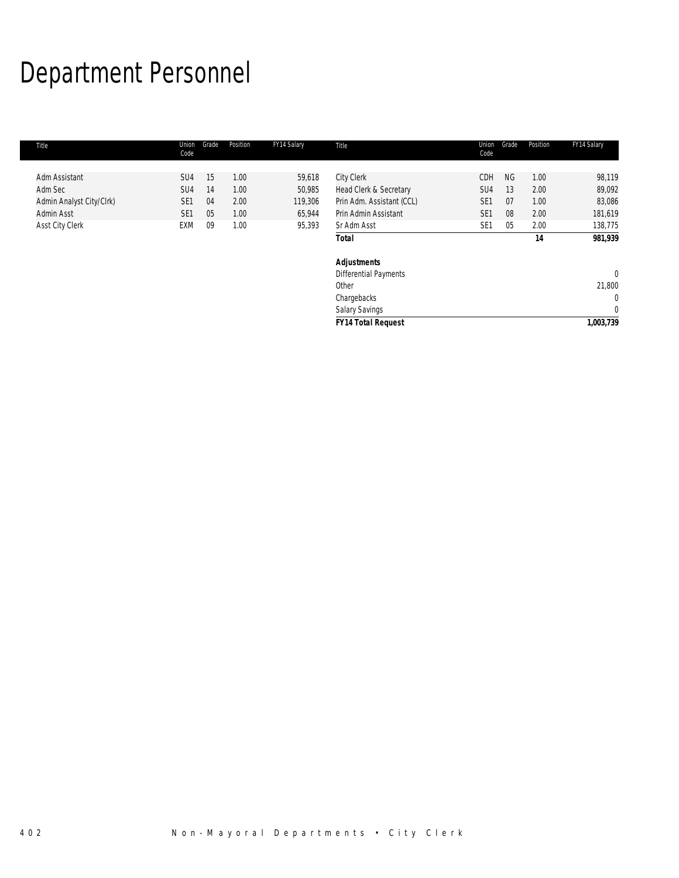# Department Personnel

| Title | Union Code | Grade | Position | FY14 Salary | Title | Union Code | Grade | Position | FY14 Salary |
|---|---|---|---|---|---|---|---|---|---|
| Adm Assistant | SU4 | 15 | 1.00 | 59,618 | City Clerk | CDH | NG | 1.00 | 98,119 |
| Adm Sec | SU4 | 14 | 1.00 | 50,985 | Head Clerk & Secretary | SU4 | 13 | 2.00 | 89,092 |
| Admin Analyst City/Clrk) | SE1 | 04 | 2.00 | 119,306 | Prin Adm. Assistant (CCL) | SE1 | 07 | 1.00 | 83,086 |
| Admin Asst | SE1 | 05 | 1.00 | 65,944 | Prin Admin Assistant | SE1 | 08 | 2.00 | 181,619 |
| Asst City Clerk | EXM | 09 | 1.00 | 95,393 | Sr Adm Asst | SE1 | 05 | 2.00 | 138,775 |
| | | | | | ***Total*** | | | **14** | **981,939** |
| | | | | | | | | | |
| | | | | | ***Adjustments*** | | | | |
| | | | | | Differential Payments | | | | 0 |
| | | | | | Other | | | | 21,800 |
| | | | | | Chargebacks | | | | 0 |
| | | | | | Salary Savings | | | | 0 |
| | | | | | ***FY14 Total Request*** | | | | **1,003,739** |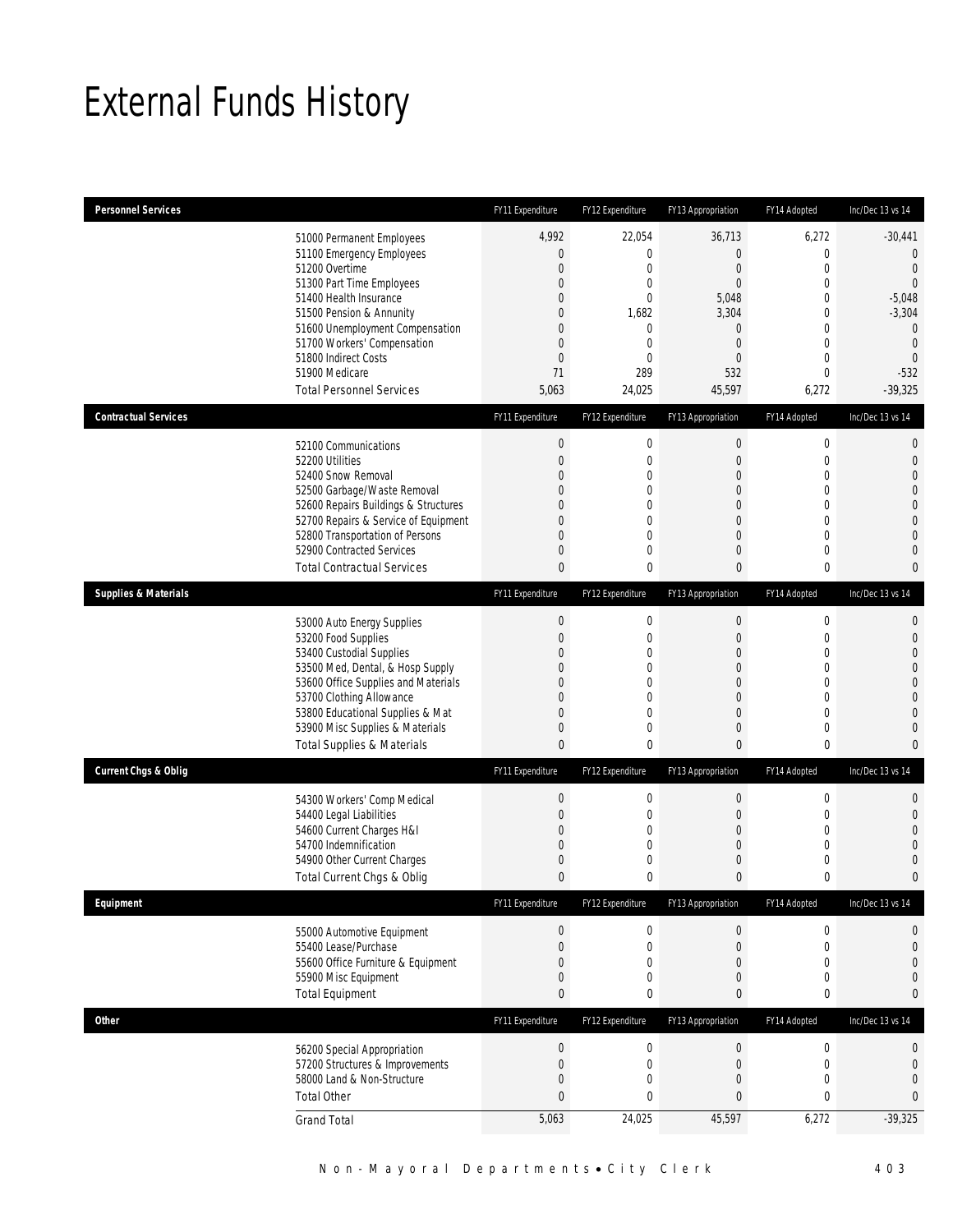# External Funds History

| Personnel Services | | FY11 Expenditure | FY12 Expenditure | FY13 Appropriation | FY14 Adopted | Inc/Dec 13 vs 14 |
|---|---|---|---|---|---|---|
| | 51000 Permanent Employees | 4,992 | 22,054 | 36,713 | 6,272 | -30,441 |
| | 51100 Emergency Employees | 0 | 0 | 0 | 0 | 0 |
| | 51200 Overtime | 0 | 0 | 0 | 0 | 0 |
| | 51300 Part Time Employees | 0 | 0 | 0 | 0 | 0 |
| | 51400 Health Insurance | 0 | 0 | 5,048 | 0 | -5,048 |
| | 51500 Pension & Annunity | 0 | 1,682 | 3,304 | 0 | -3,304 |
| | 51600 Unemployment Compensation | 0 | 0 | 0 | 0 | 0 |
| | 51700 Workers' Compensation | 0 | 0 | 0 | 0 | 0 |
| | 51800 Indirect Costs | 0 | 0 | 0 | 0 | 0 |
| | 51900 Medicare | 71 | 289 | 532 | 0 | -532 |
| | Total Personnel Services | 5,063 | 24,025 | 45,597 | 6,272 | -39,325 |

| Contractual Services | | FY11 Expenditure | FY12 Expenditure | FY13 Appropriation | FY14 Adopted | Inc/Dec 13 vs 14 |
|---|---|---|---|---|---|---|
| | 52100 Communications | 0 | 0 | 0 | 0 | 0 |
| | 52200 Utilities | 0 | 0 | 0 | 0 | 0 |
| | 52400 Snow Removal | 0 | 0 | 0 | 0 | 0 |
| | 52500 Garbage/Waste Removal | 0 | 0 | 0 | 0 | 0 |
| | 52600 Repairs Buildings & Structures | 0 | 0 | 0 | 0 | 0 |
| | 52700 Repairs & Service of Equipment | 0 | 0 | 0 | 0 | 0 |
| | 52800 Transportation of Persons | 0 | 0 | 0 | 0 | 0 |
| | 52900 Contracted Services | 0 | 0 | 0 | 0 | 0 |
| | Total Contractual Services | 0 | 0 | 0 | 0 | 0 |

| Supplies & Materials | | FY11 Expenditure | FY12 Expenditure | FY13 Appropriation | FY14 Adopted | Inc/Dec 13 vs 14 |
|---|---|---|---|---|---|---|
| | 53000 Auto Energy Supplies | 0 | 0 | 0 | 0 | 0 |
| | 53200 Food Supplies | 0 | 0 | 0 | 0 | 0 |
| | 53400 Custodial Supplies | 0 | 0 | 0 | 0 | 0 |
| | 53500 Med, Dental, & Hosp Supply | 0 | 0 | 0 | 0 | 0 |
| | 53600 Office Supplies and Materials | 0 | 0 | 0 | 0 | 0 |
| | 53700 Clothing Allowance | 0 | 0 | 0 | 0 | 0 |
| | 53800 Educational Supplies & Mat | 0 | 0 | 0 | 0 | 0 |
| | 53900 Misc Supplies & Materials | 0 | 0 | 0 | 0 | 0 |
| | Total Supplies & Materials | 0 | 0 | 0 | 0 | 0 |

| Current Chgs & Oblig | | FY11 Expenditure | FY12 Expenditure | FY13 Appropriation | FY14 Adopted | Inc/Dec 13 vs 14 |
|---|---|---|---|---|---|---|
| | 54300 Workers' Comp Medical | 0 | 0 | 0 | 0 | 0 |
| | 54400 Legal Liabilities | 0 | 0 | 0 | 0 | 0 |
| | 54600 Current Charges H&I | 0 | 0 | 0 | 0 | 0 |
| | 54700 Indemnification | 0 | 0 | 0 | 0 | 0 |
| | 54900 Other Current Charges | 0 | 0 | 0 | 0 | 0 |
| | Total Current Chgs & Oblig | 0 | 0 | 0 | 0 | 0 |

| Equipment | | FY11 Expenditure | FY12 Expenditure | FY13 Appropriation | FY14 Adopted | Inc/Dec 13 vs 14 |
|---|---|---|---|---|---|---|
| | 55000 Automotive Equipment | 0 | 0 | 0 | 0 | 0 |
| | 55400 Lease/Purchase | 0 | 0 | 0 | 0 | 0 |
| | 55600 Office Furniture & Equipment | 0 | 0 | 0 | 0 | 0 |
| | 55900 Misc Equipment | 0 | 0 | 0 | 0 | 0 |
| | Total Equipment | 0 | 0 | 0 | 0 | 0 |

| Other | | FY11 Expenditure | FY12 Expenditure | FY13 Appropriation | FY14 Adopted | Inc/Dec 13 vs 14 |
|---|---|---|---|---|---|---|
| | 56200 Special Appropriation | 0 | 0 | 0 | 0 | 0 |
| | 57200 Structures & Improvements | 0 | 0 | 0 | 0 | 0 |
| | 58000 Land & Non-Structure | 0 | 0 | 0 | 0 | 0 |
| | Total Other | 0 | 0 | 0 | 0 | 0 |
| | **Grand Total** | 5,063 | 24,025 | 45,597 | 6,272 | -39,325 |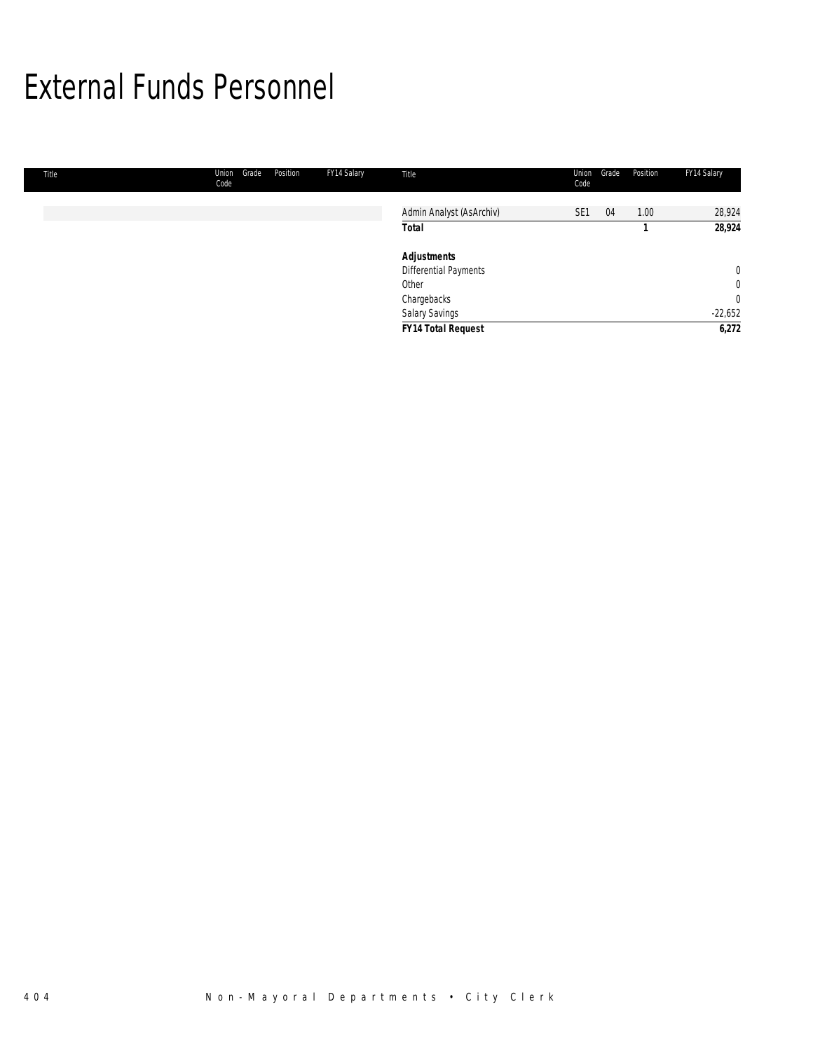# External Funds Personnel

| Title | Union Code | Grade | Position | FY14 Salary |
|---|---|---|---|---|
| Admin Analyst (AsArchiv) | SE1 | 04 | 1.00 | 28,924 |
| **Total** | | | **1** | **28,924** |
| | | | | |
| ***Adjustments*** | | | | |
| Differential Payments | | | | 0 |
| Other | | | | 0 |
| Chargebacks | | | | 0 |
| Salary Savings | | | | -22,652 |
| ***FY14 Total Request*** | | | | **6,272** |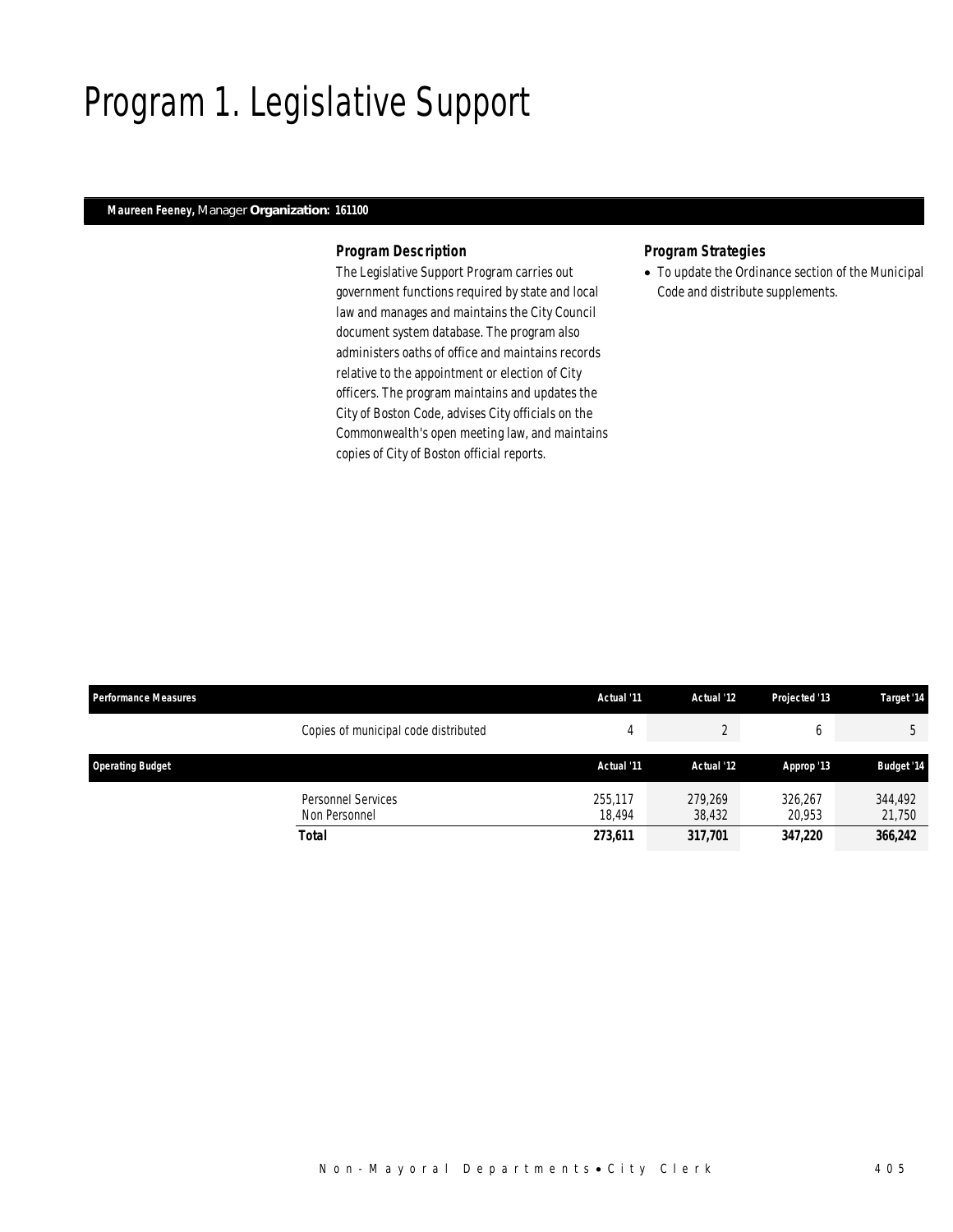# Program 1. Legislative Support

**Maureen Feeney,** Manager **Organization: 161100**

### *Program Description*

The Legislative Support Program carries out government functions required by state and local law and manages and maintains the City Council document system database. The program also administers oaths of office and maintains records relative to the appointment or election of City officers. The program maintains and updates the City of Boston Code, advises City officials on the Commonwealth's open meeting law, and maintains copies of City of Boston official reports.

### *Program Strategies*

- To update the Ordinance section of the Municipal Code and distribute supplements.

| Performance Measures | | Actual '11 | Actual '12 | Projected '13 | Target '14 |
|---|---|---|---|---|---|
| | Copies of municipal code distributed | 4 | 2 | 6 | 5 |

| Operating Budget | | Actual '11 | Actual '12 | Approp '13 | Budget '14 |
|---|---|---|---|---|---|
| | Personnel Services | 255,117 | 279,269 | 326,267 | 344,492 |
| | Non Personnel | 18,494 | 38,432 | 20,953 | 21,750 |
| | **Total** | **273,611** | **317,701** | **347,220** | **366,242** |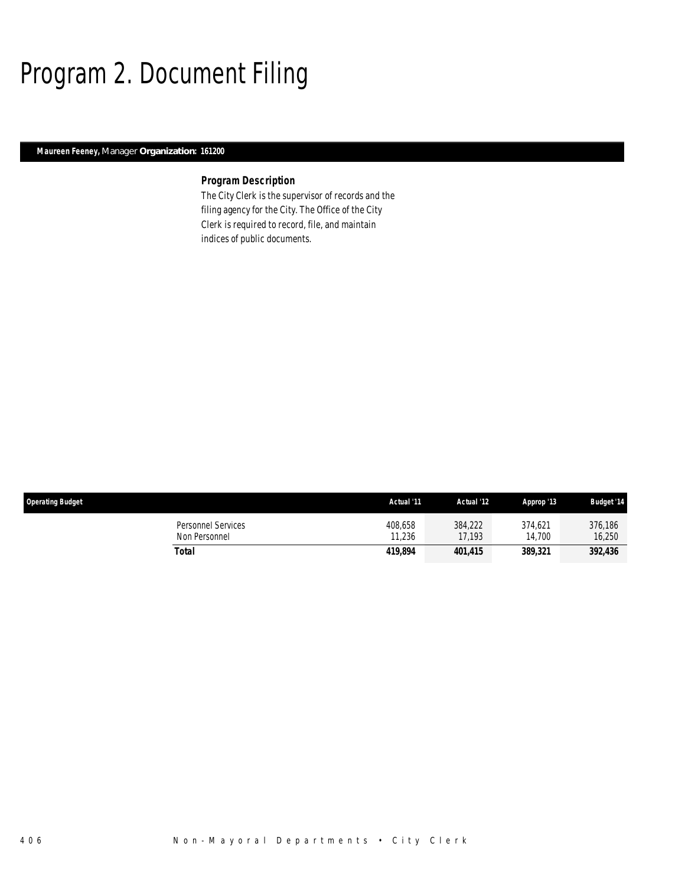# Program 2. Document Filing

**Maureen Feeney,** Manager **Organization: 161200**

### *Program Description*

The City Clerk is the supervisor of records and the filing agency for the City. The Office of the City Clerk is required to record, file, and maintain indices of public documents.

| Operating Budget | Actual '11 | Actual '12 | Approp '13 | Budget '14 |
|---|---|---|---|---|
| Personnel Services | 408,658 | 384,222 | 374,621 | 376,186 |
| Non Personnel | 11,236 | 17,193 | 14,700 | 16,250 |
| **Total** | **419,894** | **401,415** | **389,321** | **392,436** |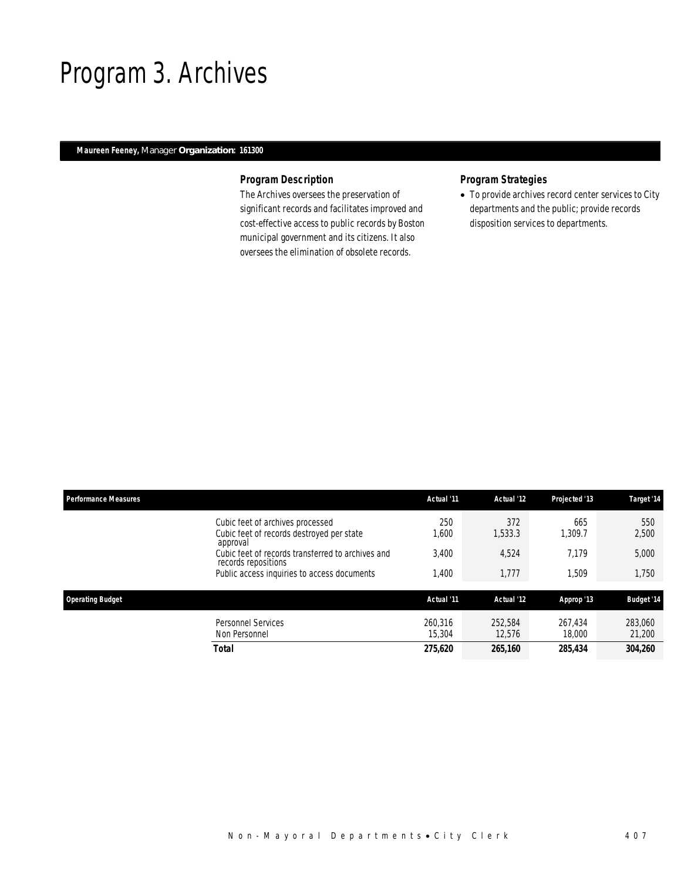# Program 3. Archives

**Maureen Feeney,** Manager **Organization: 161300**

### *Program Description*

The Archives oversees the preservation of significant records and facilitates improved and cost-effective access to public records by Boston municipal government and its citizens. It also oversees the elimination of obsolete records.

### *Program Strategies*

- To provide archives record center services to City departments and the public; provide records disposition services to departments.

| Performance Measures | Actual '11 | Actual '12 | Projected '13 | Target '14 |
|---|---|---|---|---|
| Cubic feet of archives processed | 250 | 372 | 665 | 550 |
| Cubic feet of records destroyed per state approval | 1,600 | 1,533.3 | 1,309.7 | 2,500 |
| Cubic feet of records transferred to archives and records repositions | 3,400 | 4,524 | 7,179 | 5,000 |
| Public access inquiries to access documents | 1,400 | 1,777 | 1,509 | 1,750 |

| Operating Budget | Actual '11 | Actual '12 | Approp '13 | Budget '14 |
|---|---|---|---|---|
| Personnel Services | 260,316 | 252,584 | 267,434 | 283,060 |
| Non Personnel | 15,304 | 12,576 | 18,000 | 21,200 |
| **Total** | **275,620** | **265,160** | **285,434** | **304,260** |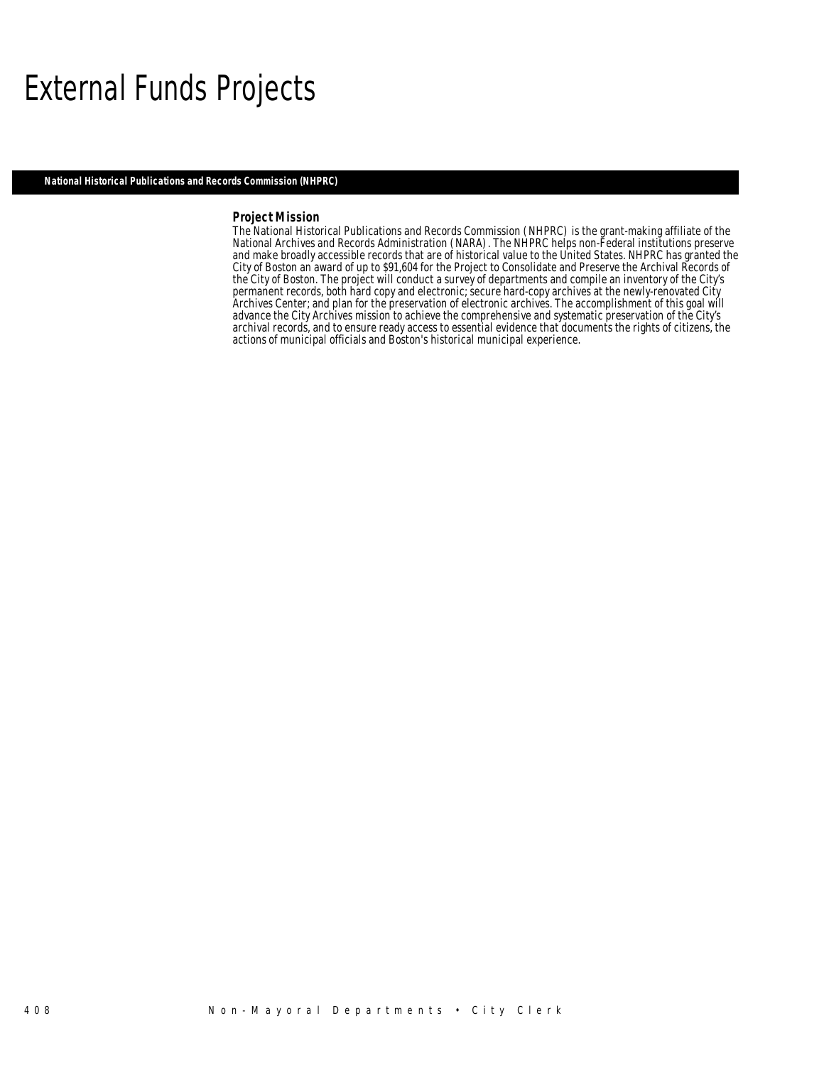# External Funds Projects

## National Historical Publications and Records Commission (NHPRC)

### Project Mission

The National Historical Publications and Records Commission (NHPRC) is the grant-making affiliate of the National Archives and Records Administration (NARA). The NHPRC helps non-Federal institutions preserve and make broadly accessible records that are of historical value to the United States. NHPRC has granted the City of Boston an award of up to $91,604 for the Project to Consolidate and Preserve the Archival Records of the City of Boston. The project will conduct a survey of departments and compile an inventory of the City's permanent records, both hard copy and electronic; secure hard-copy archives at the newly-renovated City Archives Center; and plan for the preservation of electronic archives. The accomplishment of this goal will advance the City Archives mission to achieve the comprehensive and systematic preservation of the City's archival records, and to ensure ready access to essential evidence that documents the rights of citizens, the actions of municipal officials and Boston's historical municipal experience.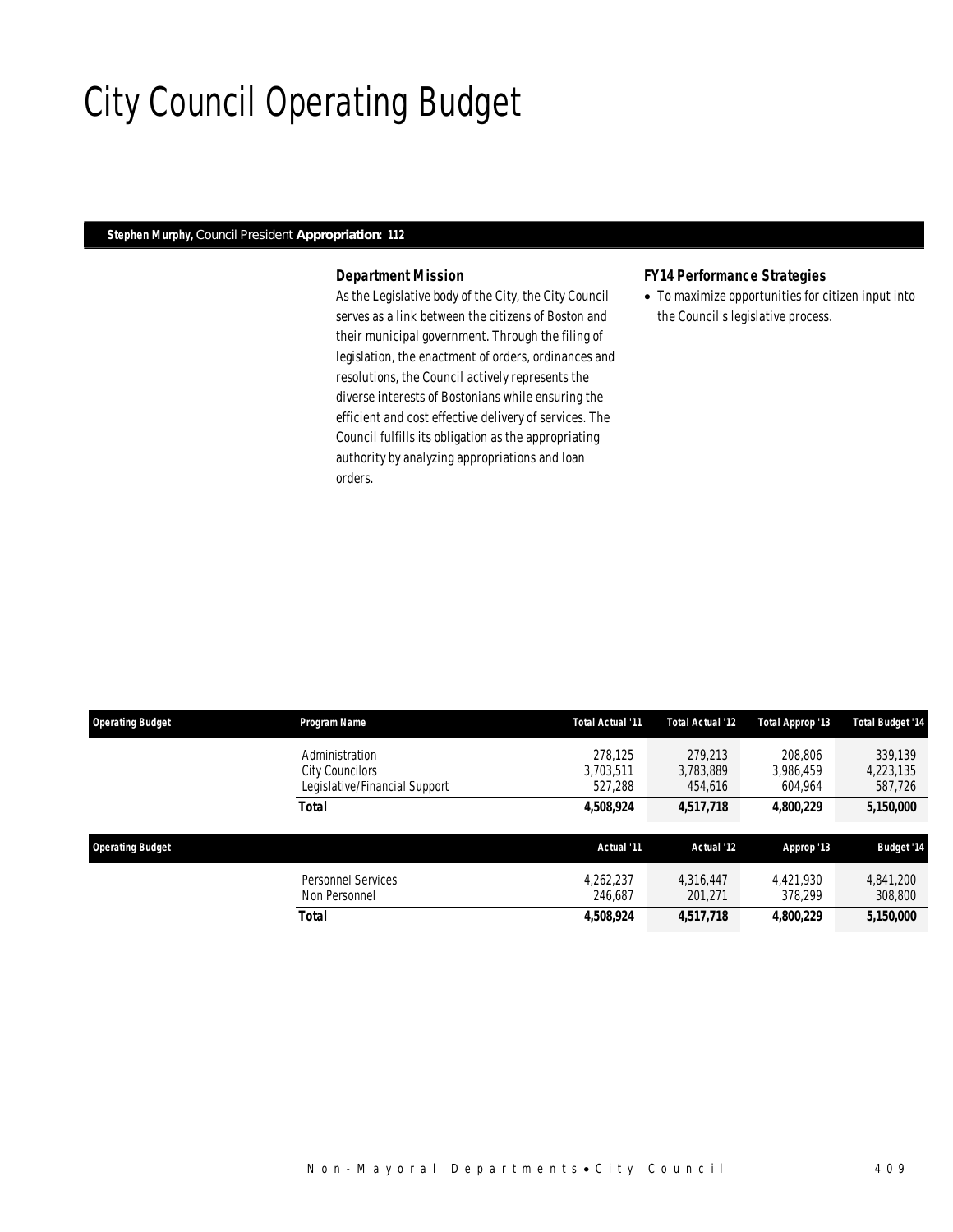# City Council Operating Budget

**Stephen Murphy,** Council President **Appropriation: 112**

### *Department Mission*

As the Legislative body of the City, the City Council serves as a link between the citizens of Boston and their municipal government. Through the filing of legislation, the enactment of orders, ordinances and resolutions, the Council actively represents the diverse interests of Bostonians while ensuring the efficient and cost effective delivery of services. The Council fulfills its obligation as the appropriating authority by analyzing appropriations and loan orders.

### *FY14 Performance Strategies*

- To maximize opportunities for citizen input into the Council's legislative process.

| Operating Budget | Program Name | Total Actual '11 | Total Actual '12 | Total Approp '13 | Total Budget '14 |
|---|---|---|---|---|---|
| | Administration | 278,125 | 279,213 | 208,806 | 339,139 |
| | City Councilors | 3,703,511 | 3,783,889 | 3,986,459 | 4,223,135 |
| | Legislative/Financial Support | 527,288 | 454,616 | 604,964 | 587,726 |
| | ***Total*** | **4,508,924** | **4,517,718** | **4,800,229** | **5,150,000** |

| Operating Budget | | Actual '11 | Actual '12 | Approp '13 | Budget '14 |
|---|---|---|---|---|---|
| | Personnel Services | 4,262,237 | 4,316,447 | 4,421,930 | 4,841,200 |
| | Non Personnel | 246,687 | 201,271 | 378,299 | 308,800 |
| | ***Total*** | **4,508,924** | **4,517,718** | **4,800,229** | **5,150,000** |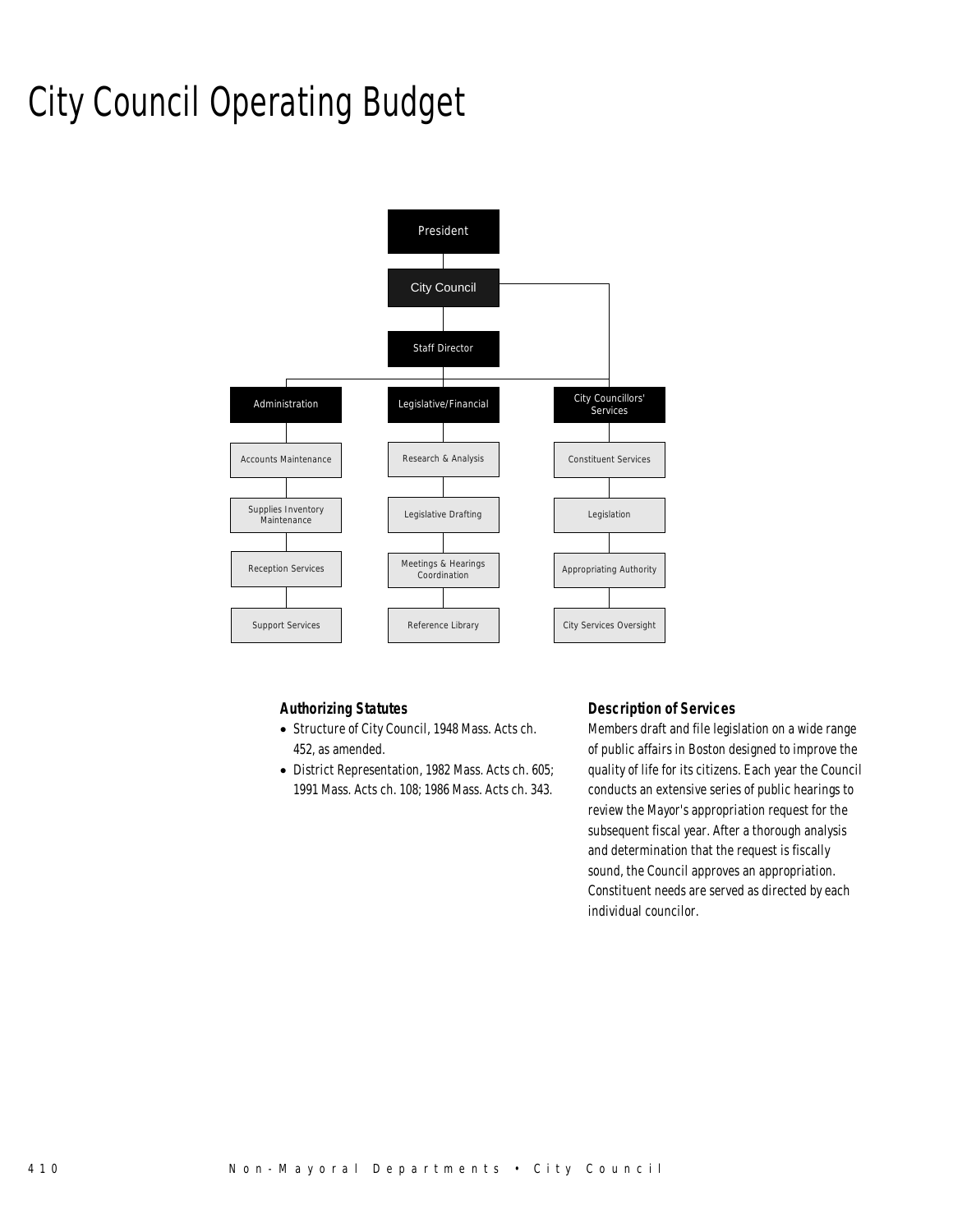# City Council Operating Budget

President

City Council

Staff Director

- Administration
  - Accounts Maintenance
  - Supplies Inventory Maintenance
  - Reception Services
  - Support Services
- Legislative/Financial
  - Research & Analysis
  - Legislative Drafting
  - Meetings & Hearings Coordination
  - Reference Library
- City Councillors' Services
  - Constituent Services
  - Legislation
  - Appropriating Authority
  - City Services Oversight

### Authorizing Statutes

- Structure of City Council, 1948 Mass. Acts ch. 452, as amended.
- District Representation, 1982 Mass. Acts ch. 605; 1991 Mass. Acts ch. 108; 1986 Mass. Acts ch. 343.

### Description of Services

Members draft and file legislation on a wide range of public affairs in Boston designed to improve the quality of life for its citizens. Each year the Council conducts an extensive series of public hearings to review the Mayor's appropriation request for the subsequent fiscal year. After a thorough analysis and determination that the request is fiscally sound, the Council approves an appropriation. Constituent needs are served as directed by each individual councilor.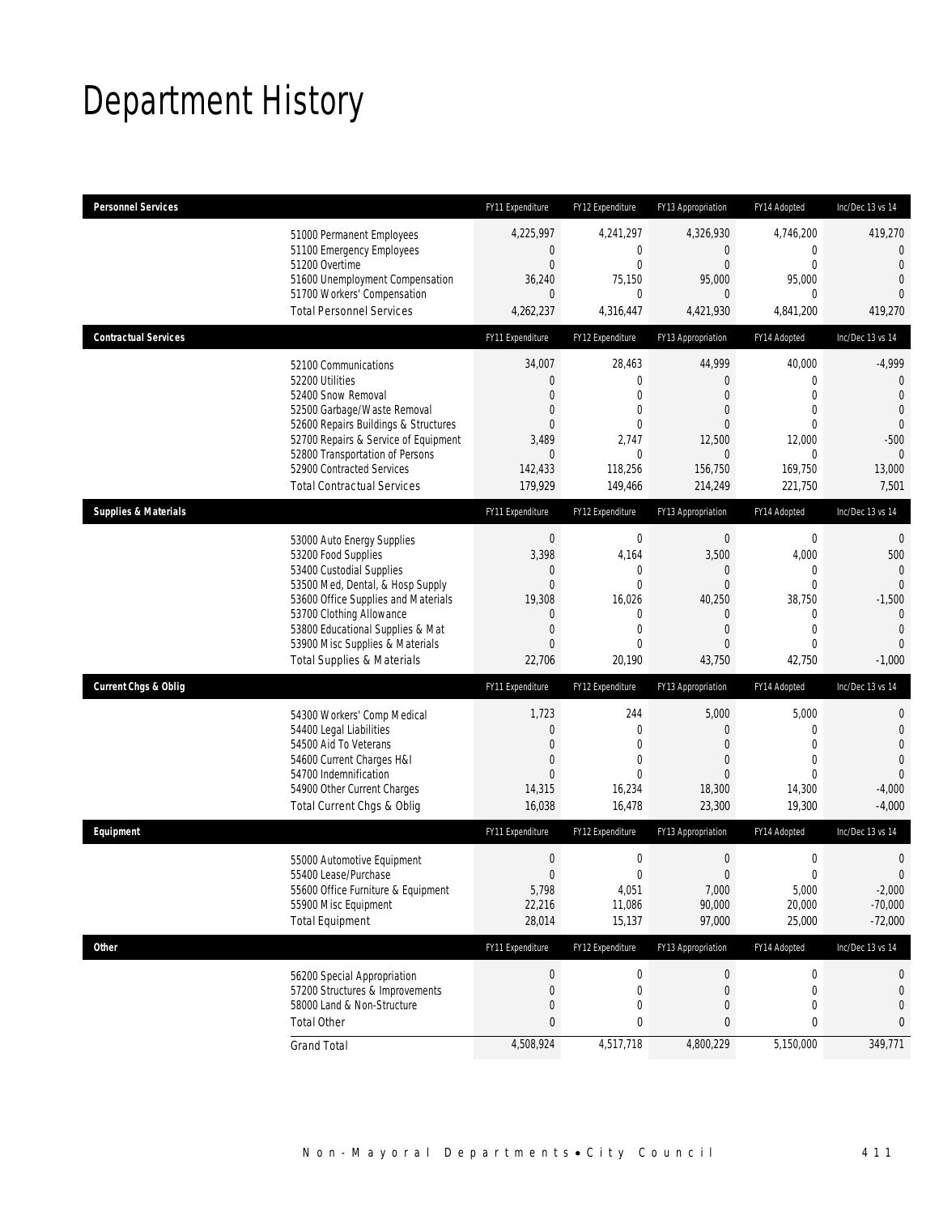# Department History

| Personnel Services | | FY11 Expenditure | FY12 Expenditure | FY13 Appropriation | FY14 Adopted | Inc/Dec 13 vs 14 |
|---|---|---|---|---|---|---|
| | 51000 Permanent Employees | 4,225,997 | 4,241,297 | 4,326,930 | 4,746,200 | 419,270 |
| | 51100 Emergency Employees | 0 | 0 | 0 | 0 | 0 |
| | 51200 Overtime | 0 | 0 | 0 | 0 | 0 |
| | 51600 Unemployment Compensation | 36,240 | 75,150 | 95,000 | 95,000 | 0 |
| | 51700 Workers' Compensation | 0 | 0 | 0 | 0 | 0 |
| | Total Personnel Services | 4,262,237 | 4,316,447 | 4,421,930 | 4,841,200 | 419,270 |
| **Contractual Services** | | FY11 Expenditure | FY12 Expenditure | FY13 Appropriation | FY14 Adopted | Inc/Dec 13 vs 14 |
| | 52100 Communications | 34,007 | 28,463 | 44,999 | 40,000 | -4,999 |
| | 52200 Utilities | 0 | 0 | 0 | 0 | 0 |
| | 52400 Snow Removal | 0 | 0 | 0 | 0 | 0 |
| | 52500 Garbage/Waste Removal | 0 | 0 | 0 | 0 | 0 |
| | 52600 Repairs Buildings & Structures | 0 | 0 | 0 | 0 | 0 |
| | 52700 Repairs & Service of Equipment | 3,489 | 2,747 | 12,500 | 12,000 | -500 |
| | 52800 Transportation of Persons | 0 | 0 | 0 | 0 | 0 |
| | 52900 Contracted Services | 142,433 | 118,256 | 156,750 | 169,750 | 13,000 |
| | Total Contractual Services | 179,929 | 149,466 | 214,249 | 221,750 | 7,501 |
| **Supplies & Materials** | | FY11 Expenditure | FY12 Expenditure | FY13 Appropriation | FY14 Adopted | Inc/Dec 13 vs 14 |
| | 53000 Auto Energy Supplies | 0 | 0 | 0 | 0 | 0 |
| | 53200 Food Supplies | 3,398 | 4,164 | 3,500 | 4,000 | 500 |
| | 53400 Custodial Supplies | 0 | 0 | 0 | 0 | 0 |
| | 53500 Med, Dental, & Hosp Supply | 0 | 0 | 0 | 0 | 0 |
| | 53600 Office Supplies and Materials | 19,308 | 16,026 | 40,250 | 38,750 | -1,500 |
| | 53700 Clothing Allowance | 0 | 0 | 0 | 0 | 0 |
| | 53800 Educational Supplies & Mat | 0 | 0 | 0 | 0 | 0 |
| | 53900 Misc Supplies & Materials | 0 | 0 | 0 | 0 | 0 |
| | Total Supplies & Materials | 22,706 | 20,190 | 43,750 | 42,750 | -1,000 |
| **Current Chgs & Oblig** | | FY11 Expenditure | FY12 Expenditure | FY13 Appropriation | FY14 Adopted | Inc/Dec 13 vs 14 |
| | 54300 Workers' Comp Medical | 1,723 | 244 | 5,000 | 5,000 | 0 |
| | 54400 Legal Liabilities | 0 | 0 | 0 | 0 | 0 |
| | 54500 Aid To Veterans | 0 | 0 | 0 | 0 | 0 |
| | 54600 Current Charges H&I | 0 | 0 | 0 | 0 | 0 |
| | 54700 Indemnification | 0 | 0 | 0 | 0 | 0 |
| | 54900 Other Current Charges | 14,315 | 16,234 | 18,300 | 14,300 | -4,000 |
| | Total Current Chgs & Oblig | 16,038 | 16,478 | 23,300 | 19,300 | -4,000 |
| **Equipment** | | FY11 Expenditure | FY12 Expenditure | FY13 Appropriation | FY14 Adopted | Inc/Dec 13 vs 14 |
| | 55000 Automotive Equipment | 0 | 0 | 0 | 0 | 0 |
| | 55400 Lease/Purchase | 0 | 0 | 0 | 0 | 0 |
| | 55600 Office Furniture & Equipment | 5,798 | 4,051 | 7,000 | 5,000 | -2,000 |
| | 55900 Misc Equipment | 22,216 | 11,086 | 90,000 | 20,000 | -70,000 |
| | Total Equipment | 28,014 | 15,137 | 97,000 | 25,000 | -72,000 |
| **Other** | | FY11 Expenditure | FY12 Expenditure | FY13 Appropriation | FY14 Adopted | Inc/Dec 13 vs 14 |
| | 56200 Special Appropriation | 0 | 0 | 0 | 0 | 0 |
| | 57200 Structures & Improvements | 0 | 0 | 0 | 0 | 0 |
| | 58000 Land & Non-Structure | 0 | 0 | 0 | 0 | 0 |
| | Total Other | 0 | 0 | 0 | 0 | 0 |
| | Grand Total | 4,508,924 | 4,517,718 | 4,800,229 | 5,150,000 | 349,771 |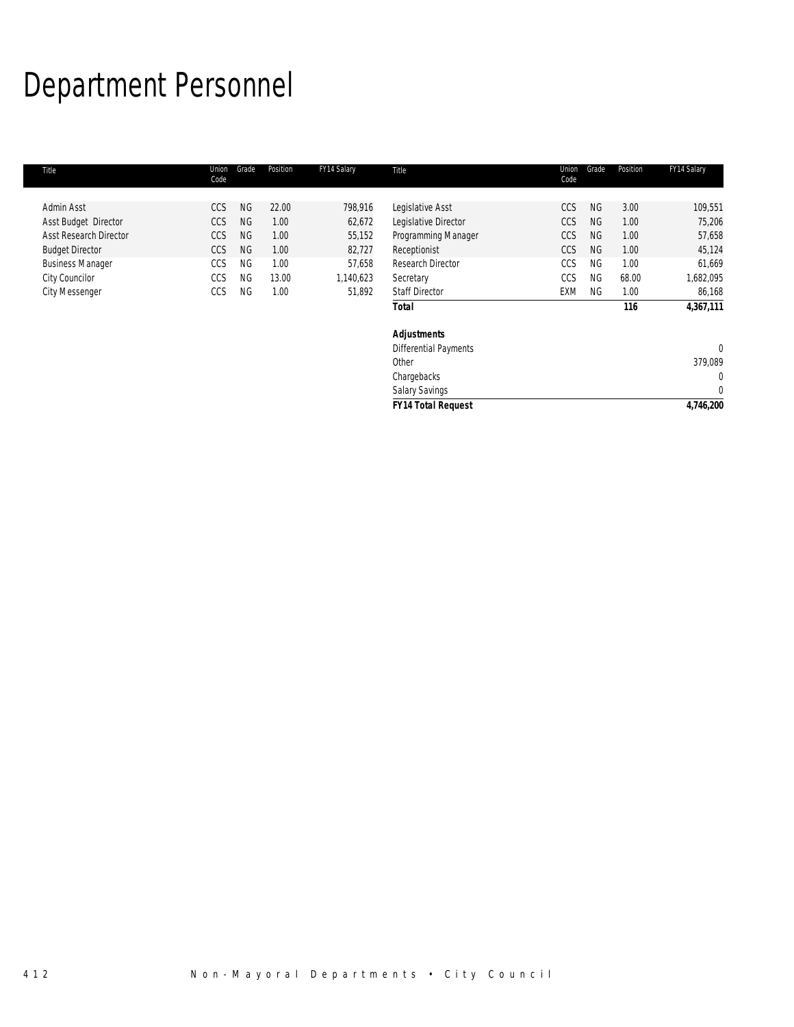# Department Personnel

| Title | Union Code | Grade | Position | FY14 Salary | Title | Union Code | Grade | Position | FY14 Salary |
|---|---|---|---|---|---|---|---|---|---|
| Admin Asst | CCS | NG | 22.00 | 798,916 | Legislative Asst | CCS | NG | 3.00 | 109,551 |
| Asst Budget Director | CCS | NG | 1.00 | 62,672 | Legislative Director | CCS | NG | 1.00 | 75,206 |
| Asst Research Director | CCS | NG | 1.00 | 55,152 | Programming Manager | CCS | NG | 1.00 | 57,658 |
| Budget Director | CCS | NG | 1.00 | 82,727 | Receptionist | CCS | NG | 1.00 | 45,124 |
| Business Manager | CCS | NG | 1.00 | 57,658 | Research Director | CCS | NG | 1.00 | 61,669 |
| City Councilor | CCS | NG | 13.00 | 1,140,623 | Secretary | CCS | NG | 68.00 | 1,682,095 |
| City Messenger | CCS | NG | 1.00 | 51,892 | Staff Director | EXM | NG | 1.00 | 86,168 |
| | | | | | ***Total*** | | | **116** | ***4,367,111*** |
| | | | | | | | | | |
| | | | | | ***Adjustments*** | | | | |
| | | | | | Differential Payments | | | | 0 |
| | | | | | Other | | | | 379,089 |
| | | | | | Chargebacks | | | | 0 |
| | | | | | Salary Savings | | | | 0 |
| | | | | | ***FY14 Total Request*** | | | | ***4,746,200*** |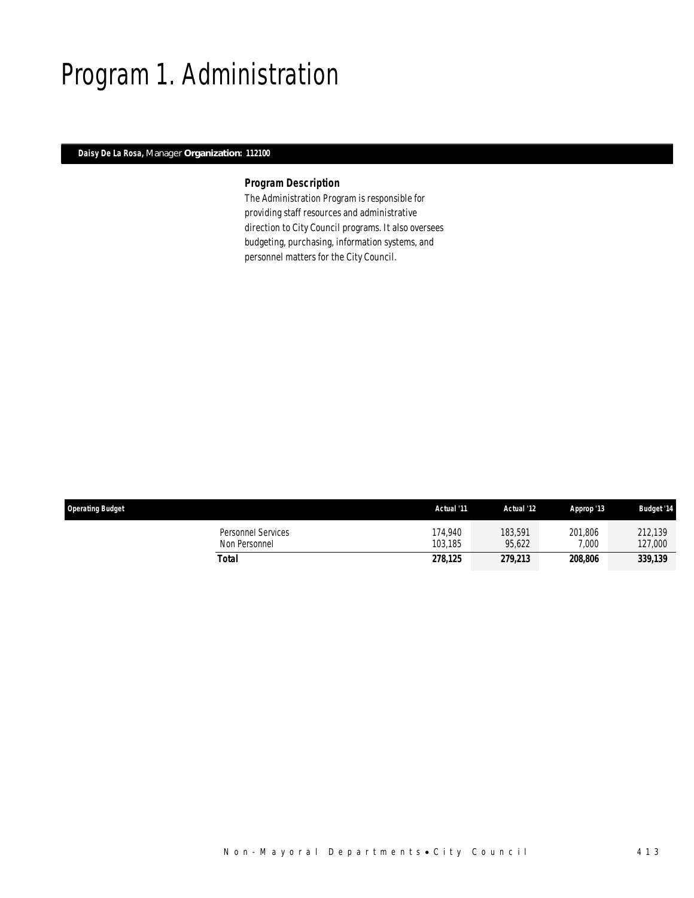# Program 1. Administration

**Daisy De La Rosa,** Manager **Organization: 112100**

### *Program Description*

*The Administration Program is responsible for providing staff resources and administrative direction to City Council programs. It also oversees budgeting, purchasing, information systems, and personnel matters for the City Council.*

| Operating Budget | Actual '11 | Actual '12 | Approp '13 | Budget '14 |
|---|---|---|---|---|
| Personnel Services | 174,940 | 183,591 | 201,806 | 212,139 |
| Non Personnel | 103,185 | 95,622 | 7,000 | 127,000 |
| **Total** | **278,125** | **279,213** | **208,806** | **339,139** |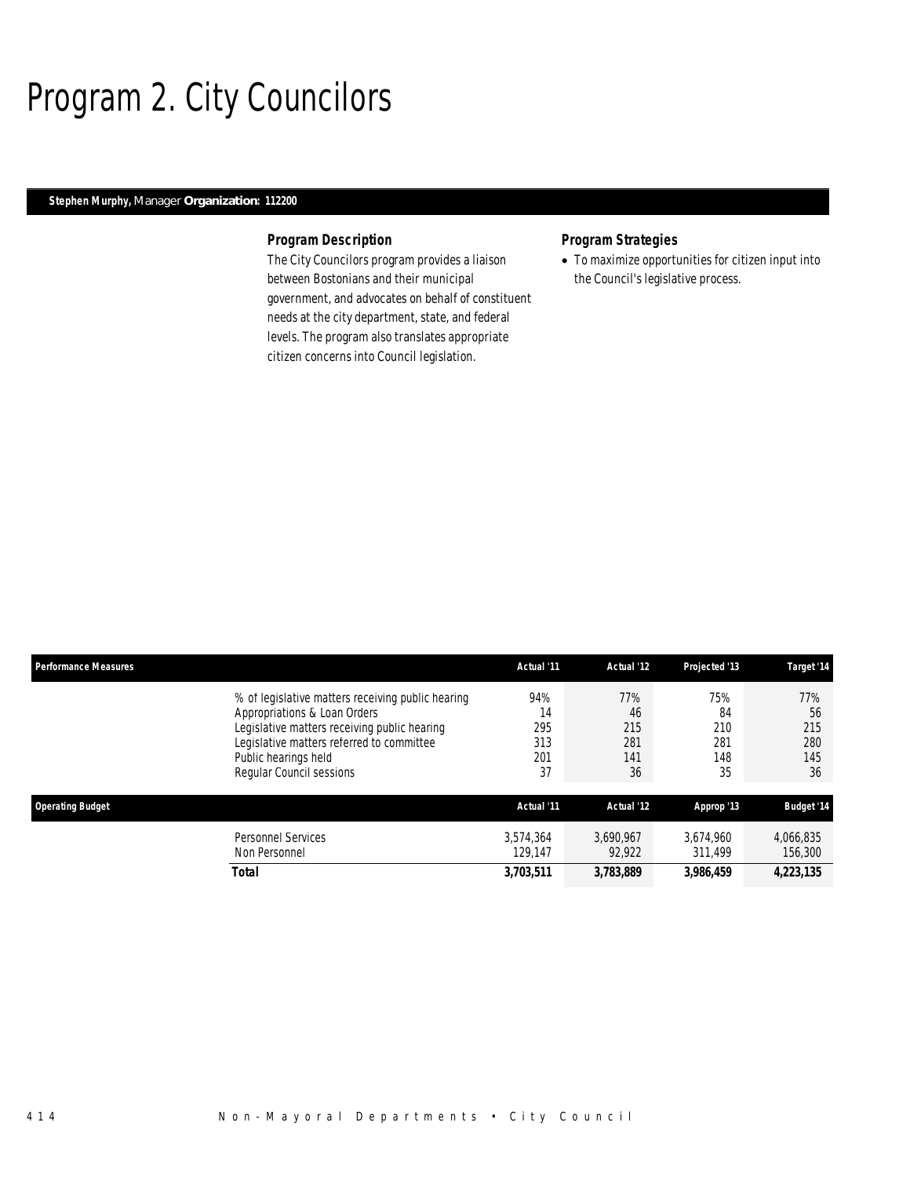# Program 2. City Councilors

**Stephen Murphy,** Manager **Organization: 112200**

### Program Description

The City Councilors program provides a liaison between Bostonians and their municipal government, and advocates on behalf of constituent needs at the city department, state, and federal levels. The program also translates appropriate citizen concerns into Council legislation.

### Program Strategies

- To maximize opportunities for citizen input into the Council's legislative process.

| Performance Measures | Actual '11 | Actual '12 | Projected '13 | Target '14 |
|---|---|---|---|---|
| % of legislative matters receiving public hearing | 94% | 77% | 75% | 77% |
| Appropriations & Loan Orders | 14 | 46 | 84 | 56 |
| Legislative matters receiving public hearing | 295 | 215 | 210 | 215 |
| Legislative matters referred to committee | 313 | 281 | 281 | 280 |
| Public hearings held | 201 | 141 | 148 | 145 |
| Regular Council sessions | 37 | 36 | 35 | 36 |

| Operating Budget | Actual '11 | Actual '12 | Approp '13 | Budget '14 |
|---|---|---|---|---|
| Personnel Services | 3,574,364 | 3,690,967 | 3,674,960 | 4,066,835 |
| Non Personnel | 129,147 | 92,922 | 311,499 | 156,300 |
| **Total** | **3,703,511** | **3,783,889** | **3,986,459** | **4,223,135** |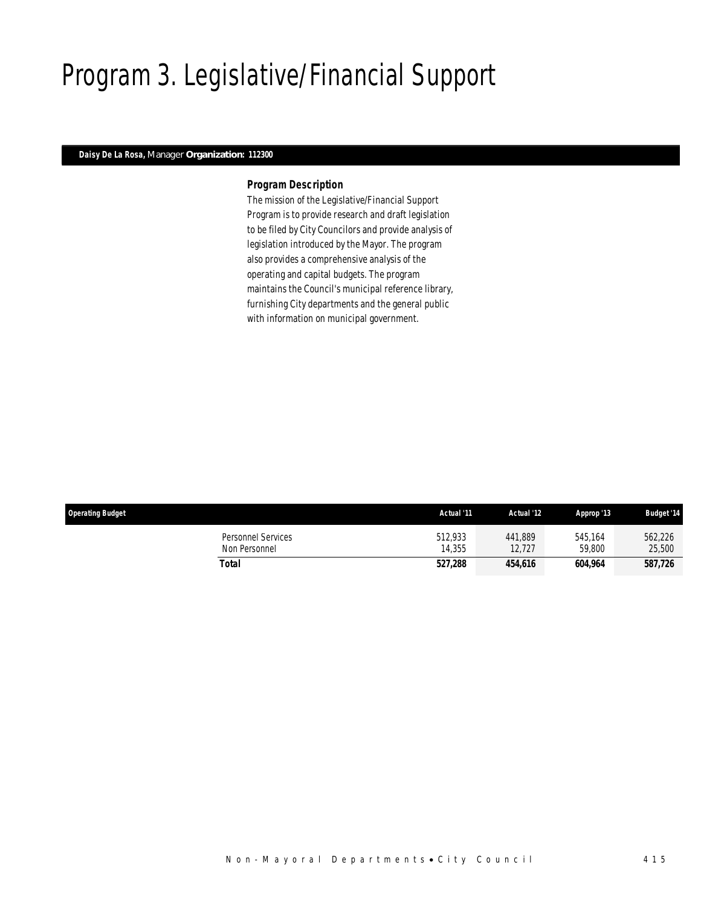# Program 3. Legislative/Financial Support

**Daisy De La Rosa,** Manager **Organization: 112300**

### *Program Description*

The mission of the Legislative/Financial Support Program is to provide research and draft legislation to be filed by City Councilors and provide analysis of legislation introduced by the Mayor. The program also provides a comprehensive analysis of the operating and capital budgets. The program maintains the Council's municipal reference library, furnishing City departments and the general public with information on municipal government.

| Operating Budget | Actual '11 | Actual '12 | Approp '13 | Budget '14 |
|---|---|---|---|---|
| Personnel Services | 512,933 | 441,889 | 545,164 | 562,226 |
| Non Personnel | 14,355 | 12,727 | 59,800 | 25,500 |
| **Total** | **527,288** | **454,616** | **604,964** | **587,726** |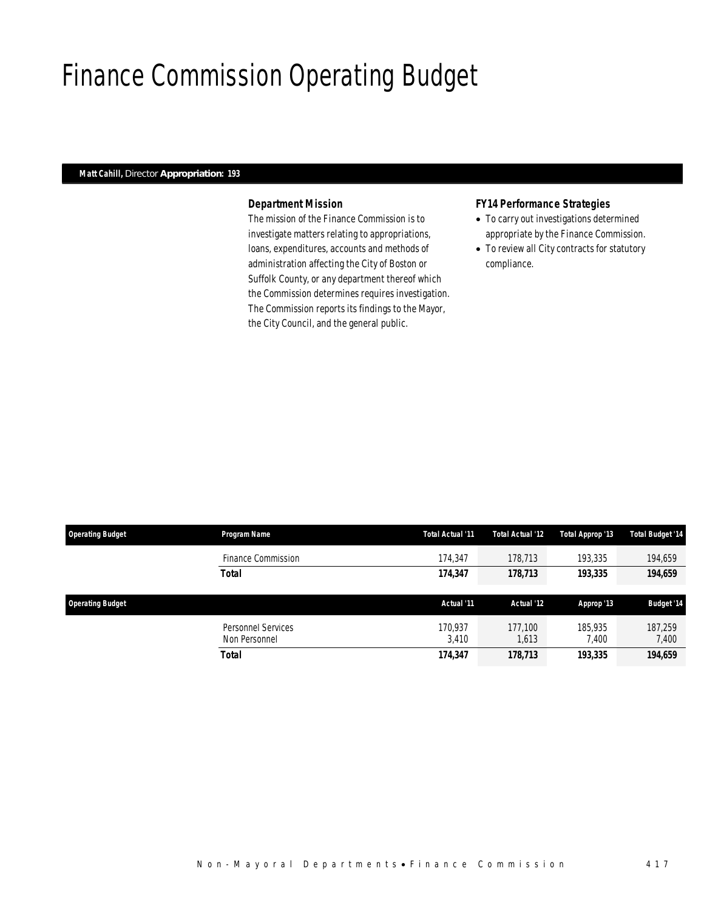# Finance Commission Operating Budget

**Matt Cahill,** Director **Appropriation: 193**

### *Department Mission*

*The mission of the Finance Commission is to investigate matters relating to appropriations, loans, expenditures, accounts and methods of administration affecting the City of Boston or Suffolk County, or any department thereof which the Commission determines requires investigation. The Commission reports its findings to the Mayor, the City Council, and the general public.*

### *FY14 Performance Strategies*

- *To carry out investigations determined appropriate by the Finance Commission.*
- *To review all City contracts for statutory compliance.*

| Operating Budget | Program Name | Total Actual '11 | Total Actual '12 | Total Approp '13 | Total Budget '14 |
|---|---|---|---|---|---|
| | Finance Commission | 174,347 | 178,713 | 193,335 | 194,659 |
| | **Total** | **174,347** | **178,713** | **193,335** | **194,659** |

| Operating Budget | | Actual '11 | Actual '12 | Approp '13 | Budget '14 |
|---|---|---|---|---|---|
| | Personnel Services | 170,937 | 177,100 | 185,935 | 187,259 |
| | Non Personnel | 3,410 | 1,613 | 7,400 | 7,400 |
| | **Total** | **174,347** | **178,713** | **193,335** | **194,659** |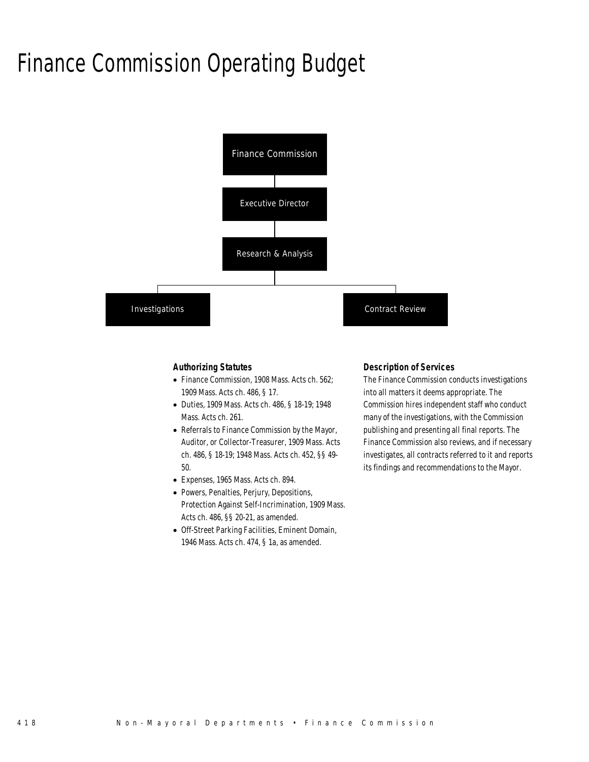# Finance Commission Operating Budget

Finance Commission

Executive Director

Research & Analysis

Investigations

Contract Review

### Authorizing Statutes

- Finance Commission, 1908 Mass. Acts ch. 562; 1909 Mass. Acts ch. 486, § 17.
- Duties, 1909 Mass. Acts ch. 486, § 18-19; 1948 Mass. Acts ch. 261.
- Referrals to Finance Commission by the Mayor, Auditor, or Collector-Treasurer, 1909 Mass. Acts ch. 486, § 18-19; 1948 Mass. Acts ch. 452, §§ 49-50.
- Expenses, 1965 Mass. Acts ch. 894.
- Powers, Penalties, Perjury, Depositions, Protection Against Self-Incrimination, 1909 Mass. Acts ch. 486, §§ 20-21, as amended.
- Off-Street Parking Facilities, Eminent Domain, 1946 Mass. Acts ch. 474, § 1a, as amended.

### Description of Services

The Finance Commission conducts investigations into all matters it deems appropriate. The Commission hires independent staff who conduct many of the investigations, with the Commission publishing and presenting all final reports. The Finance Commission also reviews, and if necessary investigates, all contracts referred to it and reports its findings and recommendations to the Mayor.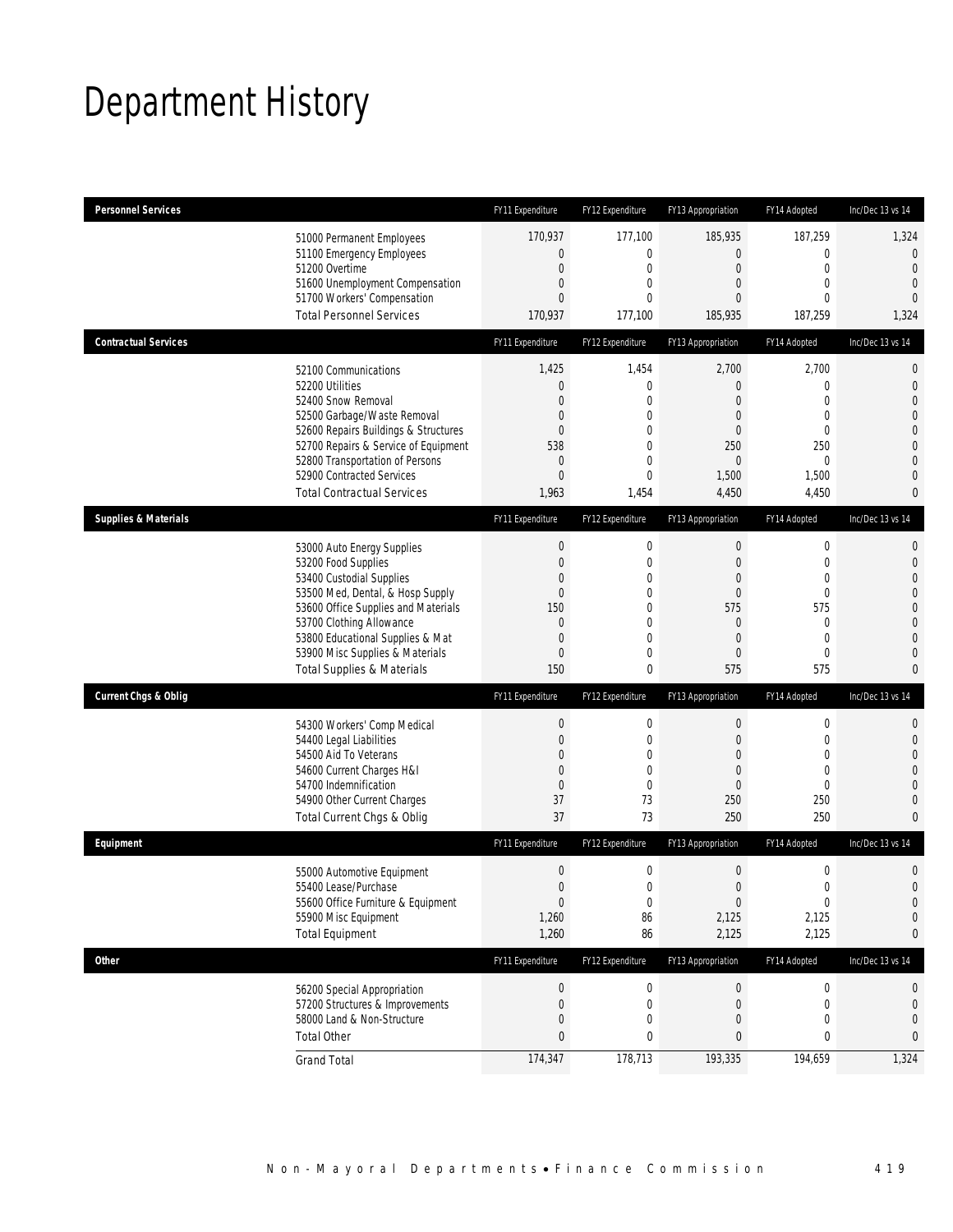# Department History

| Personnel Services | FY11 Expenditure | FY12 Expenditure | FY13 Appropriation | FY14 Adopted | Inc/Dec 13 vs 14 |
|---|---|---|---|---|---|
| 51000 Permanent Employees | 170,937 | 177,100 | 185,935 | 187,259 | 1,324 |
| 51100 Emergency Employees | 0 | 0 | 0 | 0 | 0 |
| 51200 Overtime | 0 | 0 | 0 | 0 | 0 |
| 51600 Unemployment Compensation | 0 | 0 | 0 | 0 | 0 |
| 51700 Workers' Compensation | 0 | 0 | 0 | 0 | 0 |
| Total Personnel Services | 170,937 | 177,100 | 185,935 | 187,259 | 1,324 |

| Contractual Services | FY11 Expenditure | FY12 Expenditure | FY13 Appropriation | FY14 Adopted | Inc/Dec 13 vs 14 |
|---|---|---|---|---|---|
| 52100 Communications | 1,425 | 1,454 | 2,700 | 2,700 | 0 |
| 52200 Utilities | 0 | 0 | 0 | 0 | 0 |
| 52400 Snow Removal | 0 | 0 | 0 | 0 | 0 |
| 52500 Garbage/Waste Removal | 0 | 0 | 0 | 0 | 0 |
| 52600 Repairs Buildings & Structures | 0 | 0 | 0 | 0 | 0 |
| 52700 Repairs & Service of Equipment | 538 | 0 | 250 | 250 | 0 |
| 52800 Transportation of Persons | 0 | 0 | 0 | 0 | 0 |
| 52900 Contracted Services | 0 | 0 | 1,500 | 1,500 | 0 |
| Total Contractual Services | 1,963 | 1,454 | 4,450 | 4,450 | 0 |

| Supplies & Materials | FY11 Expenditure | FY12 Expenditure | FY13 Appropriation | FY14 Adopted | Inc/Dec 13 vs 14 |
|---|---|---|---|---|---|
| 53000 Auto Energy Supplies | 0 | 0 | 0 | 0 | 0 |
| 53200 Food Supplies | 0 | 0 | 0 | 0 | 0 |
| 53400 Custodial Supplies | 0 | 0 | 0 | 0 | 0 |
| 53500 Med, Dental, & Hosp Supply | 0 | 0 | 0 | 0 | 0 |
| 53600 Office Supplies and Materials | 150 | 0 | 575 | 575 | 0 |
| 53700 Clothing Allowance | 0 | 0 | 0 | 0 | 0 |
| 53800 Educational Supplies & Mat | 0 | 0 | 0 | 0 | 0 |
| 53900 Misc Supplies & Materials | 0 | 0 | 0 | 0 | 0 |
| Total Supplies & Materials | 150 | 0 | 575 | 575 | 0 |

| Current Chgs & Oblig | FY11 Expenditure | FY12 Expenditure | FY13 Appropriation | FY14 Adopted | Inc/Dec 13 vs 14 |
|---|---|---|---|---|---|
| 54300 Workers' Comp Medical | 0 | 0 | 0 | 0 | 0 |
| 54400 Legal Liabilities | 0 | 0 | 0 | 0 | 0 |
| 54500 Aid To Veterans | 0 | 0 | 0 | 0 | 0 |
| 54600 Current Charges H&I | 0 | 0 | 0 | 0 | 0 |
| 54700 Indemnification | 0 | 0 | 0 | 0 | 0 |
| 54900 Other Current Charges | 37 | 73 | 250 | 250 | 0 |
| Total Current Chgs & Oblig | 37 | 73 | 250 | 250 | 0 |

| Equipment | FY11 Expenditure | FY12 Expenditure | FY13 Appropriation | FY14 Adopted | Inc/Dec 13 vs 14 |
|---|---|---|---|---|---|
| 55000 Automotive Equipment | 0 | 0 | 0 | 0 | 0 |
| 55400 Lease/Purchase | 0 | 0 | 0 | 0 | 0 |
| 55600 Office Furniture & Equipment | 0 | 0 | 0 | 0 | 0 |
| 55900 Misc Equipment | 1,260 | 86 | 2,125 | 2,125 | 0 |
| Total Equipment | 1,260 | 86 | 2,125 | 2,125 | 0 |

| Other | FY11 Expenditure | FY12 Expenditure | FY13 Appropriation | FY14 Adopted | Inc/Dec 13 vs 14 |
|---|---|---|---|---|---|
| 56200 Special Appropriation | 0 | 0 | 0 | 0 | 0 |
| 57200 Structures & Improvements | 0 | 0 | 0 | 0 | 0 |
| 58000 Land & Non-Structure | 0 | 0 | 0 | 0 | 0 |
| Total Other | 0 | 0 | 0 | 0 | 0 |
| Grand Total | 174,347 | 178,713 | 193,335 | 194,659 | 1,324 |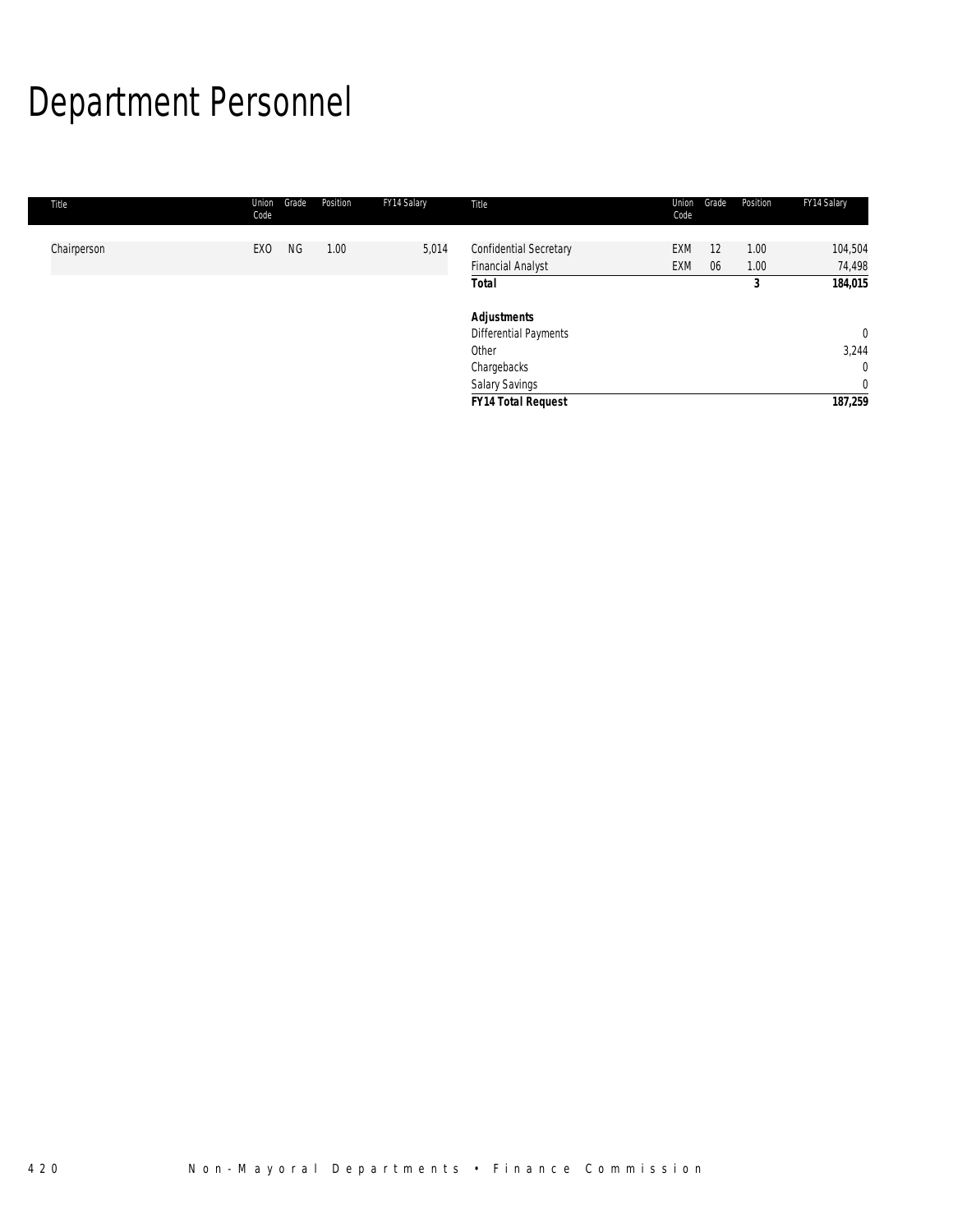# Department Personnel

| Title | Union Code | Grade | Position | FY14 Salary | Title | Union Code | Grade | Position | FY14 Salary |
|---|---|---|---|---|---|---|---|---|---|
| Chairperson | EXO | NG | 1.00 | 5,014 | Confidential Secretary | EXM | 12 | 1.00 | 104,504 |
| | | | | | Financial Analyst | EXM | 06 | 1.00 | 74,498 |
| | | | | | ***Total*** | | | ***3*** | ***184,015*** |
| | | | | | | | | | |
| | | | | | ***Adjustments*** | | | | |
| | | | | | Differential Payments | | | | 0 |
| | | | | | Other | | | | 3,244 |
| | | | | | Chargebacks | | | | 0 |
| | | | | | Salary Savings | | | | 0 |
| | | | | | ***FY14 Total Request*** | | | | ***187,259*** |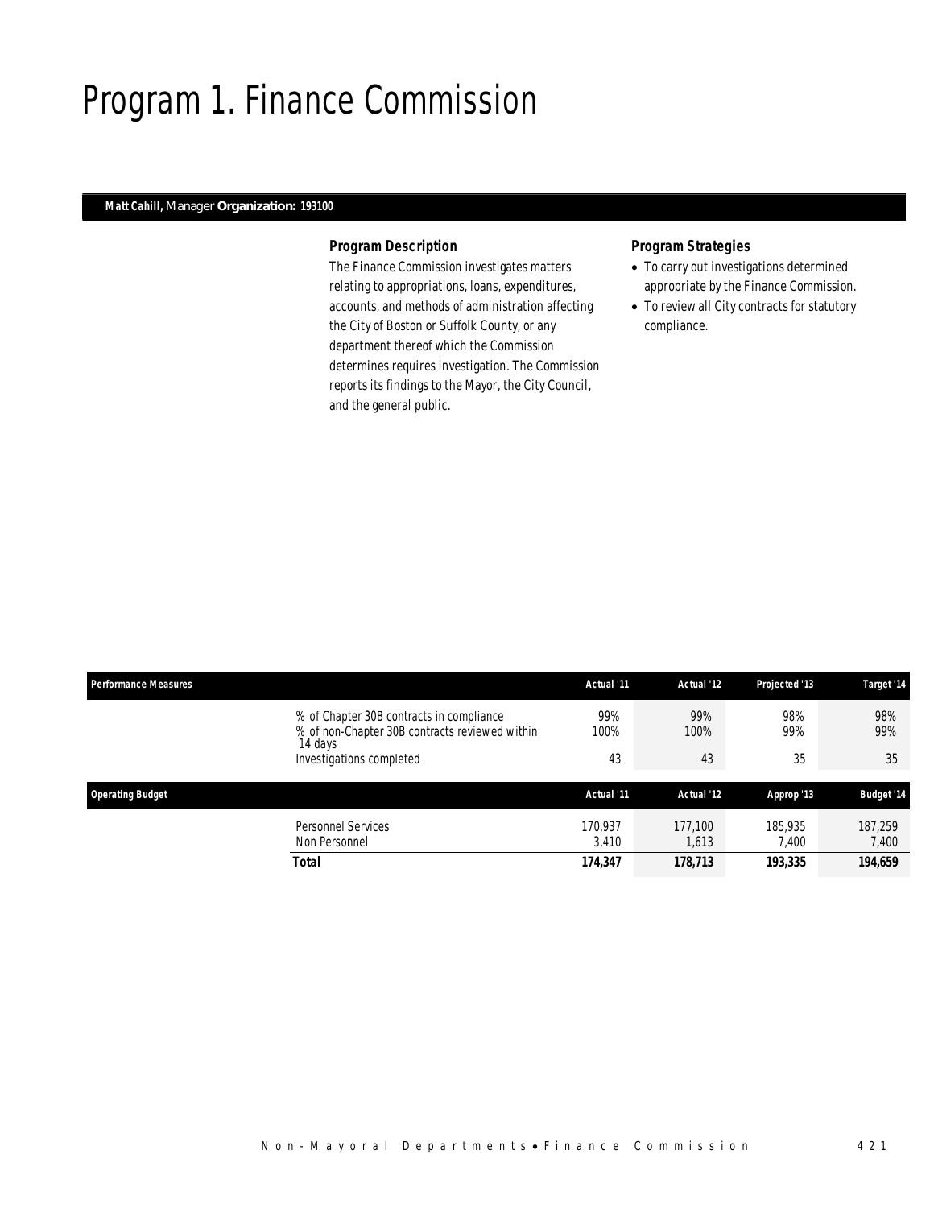# Program 1. Finance Commission

**Matt Cahill,** Manager **Organization: 193100**

### *Program Description*

The Finance Commission investigates matters relating to appropriations, loans, expenditures, accounts, and methods of administration affecting the City of Boston or Suffolk County, or any department thereof which the Commission determines requires investigation. The Commission reports its findings to the Mayor, the City Council, and the general public.

### *Program Strategies*

- To carry out investigations determined appropriate by the Finance Commission.
- To review all City contracts for statutory compliance.

| Performance Measures | Actual '11 | Actual '12 | Projected '13 | Target '14 |
|---|---|---|---|---|
| % of Chapter 30B contracts in compliance | 99% | 99% | 98% | 98% |
| % of non-Chapter 30B contracts reviewed within 14 days | 100% | 100% | 99% | 99% |
| Investigations completed | 43 | 43 | 35 | 35 |

| Operating Budget | Actual '11 | Actual '12 | Approp '13 | Budget '14 |
|---|---|---|---|---|
| Personnel Services | 170,937 | 177,100 | 185,935 | 187,259 |
| Non Personnel | 3,410 | 1,613 | 7,400 | 7,400 |
| **Total** | **174,347** | **178,713** | **193,335** | **194,659** |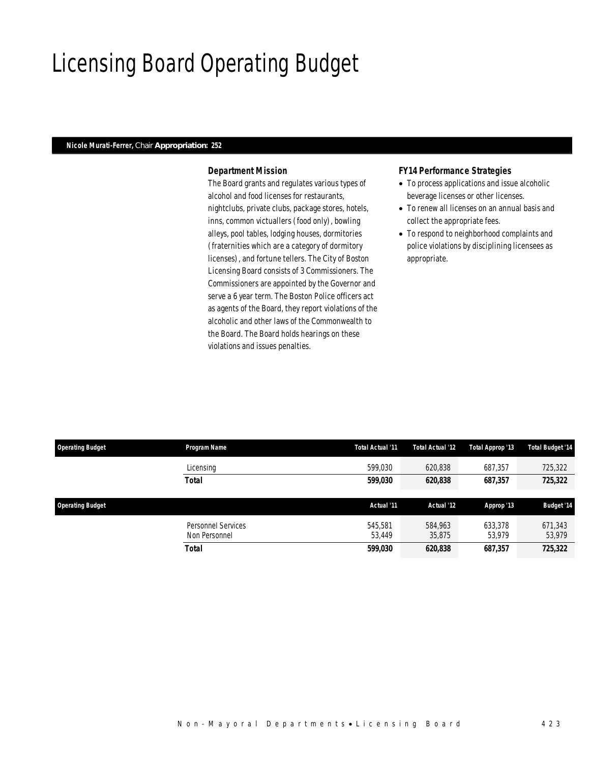# Licensing Board Operating Budget

**Nicole Murati-Ferrer,** Chair **Appropriation: 252**

### *Department Mission*

The Board grants and regulates various types of alcohol and food licenses for restaurants, nightclubs, private clubs, package stores, hotels, inns, common victuallers (food only), bowling alleys, pool tables, lodging houses, dormitories (fraternities which are a category of dormitory licenses), and fortune tellers. The City of Boston Licensing Board consists of 3 Commissioners. The Commissioners are appointed by the Governor and serve a 6 year term. The Boston Police officers act as agents of the Board, they report violations of the alcoholic and other laws of the Commonwealth to the Board. The Board holds hearings on these violations and issues penalties.

### *FY14 Performance Strategies*

- To process applications and issue alcoholic beverage licenses or other licenses.
- To renew all licenses on an annual basis and collect the appropriate fees.
- To respond to neighborhood complaints and police violations by disciplining licensees as appropriate.

| Operating Budget | Program Name | Total Actual '11 | Total Actual '12 | Total Approp '13 | Total Budget '14 |
|---|---|---|---|---|---|
| | Licensing | 599,030 | 620,838 | 687,357 | 725,322 |
| | **Total** | **599,030** | **620,838** | **687,357** | **725,322** |

| Operating Budget | | Actual '11 | Actual '12 | Approp '13 | Budget '14 |
|---|---|---|---|---|---|
| | Personnel Services | 545,581 | 584,963 | 633,378 | 671,343 |
| | Non Personnel | 53,449 | 35,875 | 53,979 | 53,979 |
| | **Total** | **599,030** | **620,838** | **687,357** | **725,322** |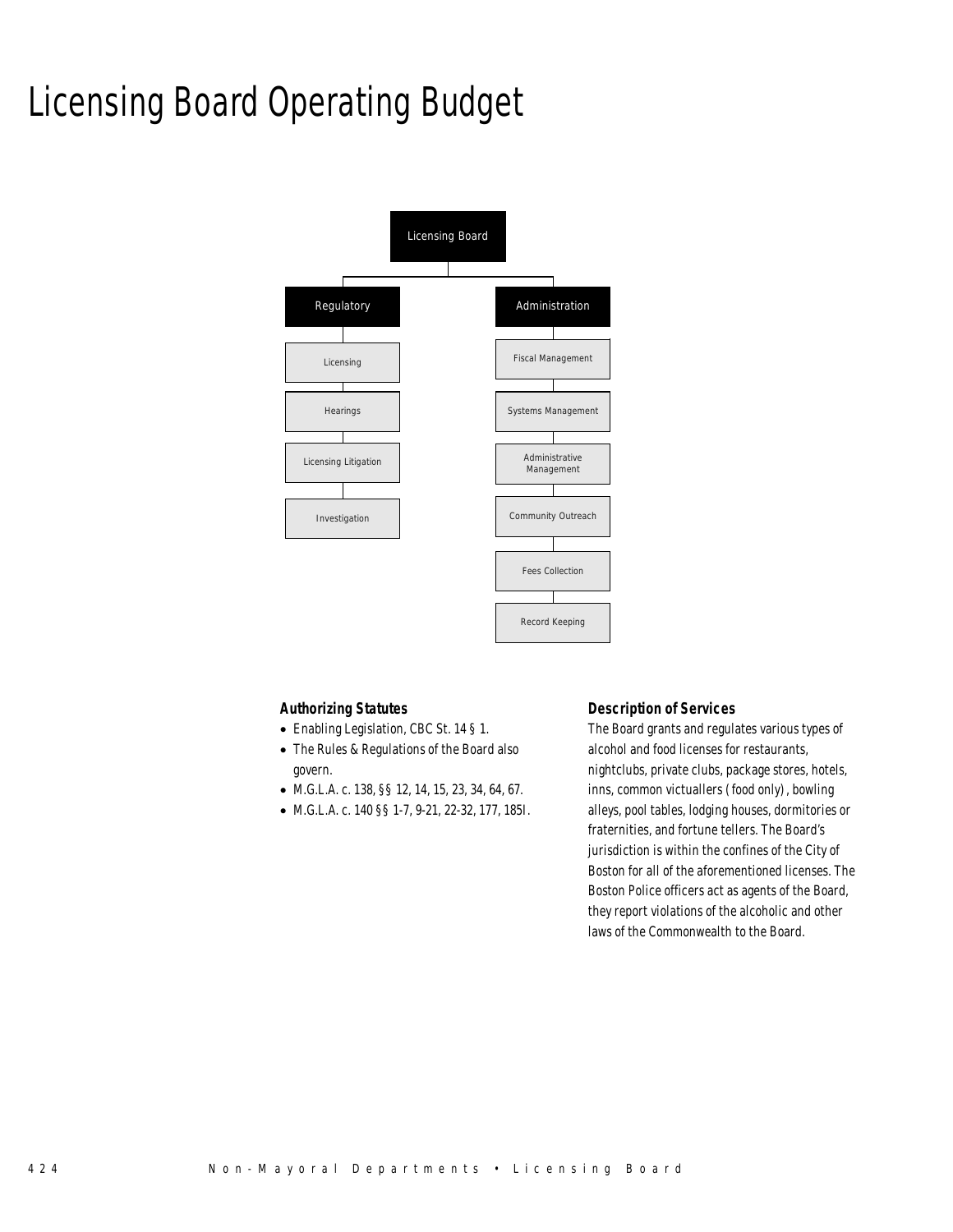# Licensing Board Operating Budget

- Licensing Board
  - Regulatory
    - Licensing
    - Hearings
    - Licensing Litigation
    - Investigation
  - Administration
    - Fiscal Management
    - Systems Management
    - Administrative Management
    - Community Outreach
    - Fees Collection
    - Record Keeping

### Authorizing Statutes

- Enabling Legislation, CBC St. 14 § 1.
- The Rules & Regulations of the Board also govern.
- M.G.L.A. c. 138, §§ 12, 14, 15, 23, 34, 64, 67.
- M.G.L.A. c. 140 §§ 1-7, 9-21, 22-32, 177, 185I.

### Description of Services

The Board grants and regulates various types of alcohol and food licenses for restaurants, nightclubs, private clubs, package stores, hotels, inns, common victuallers (food only), bowling alleys, pool tables, lodging houses, dormitories or fraternities, and fortune tellers. The Board's jurisdiction is within the confines of the City of Boston for all of the aforementioned licenses. The Boston Police officers act as agents of the Board, they report violations of the alcoholic and other laws of the Commonwealth to the Board.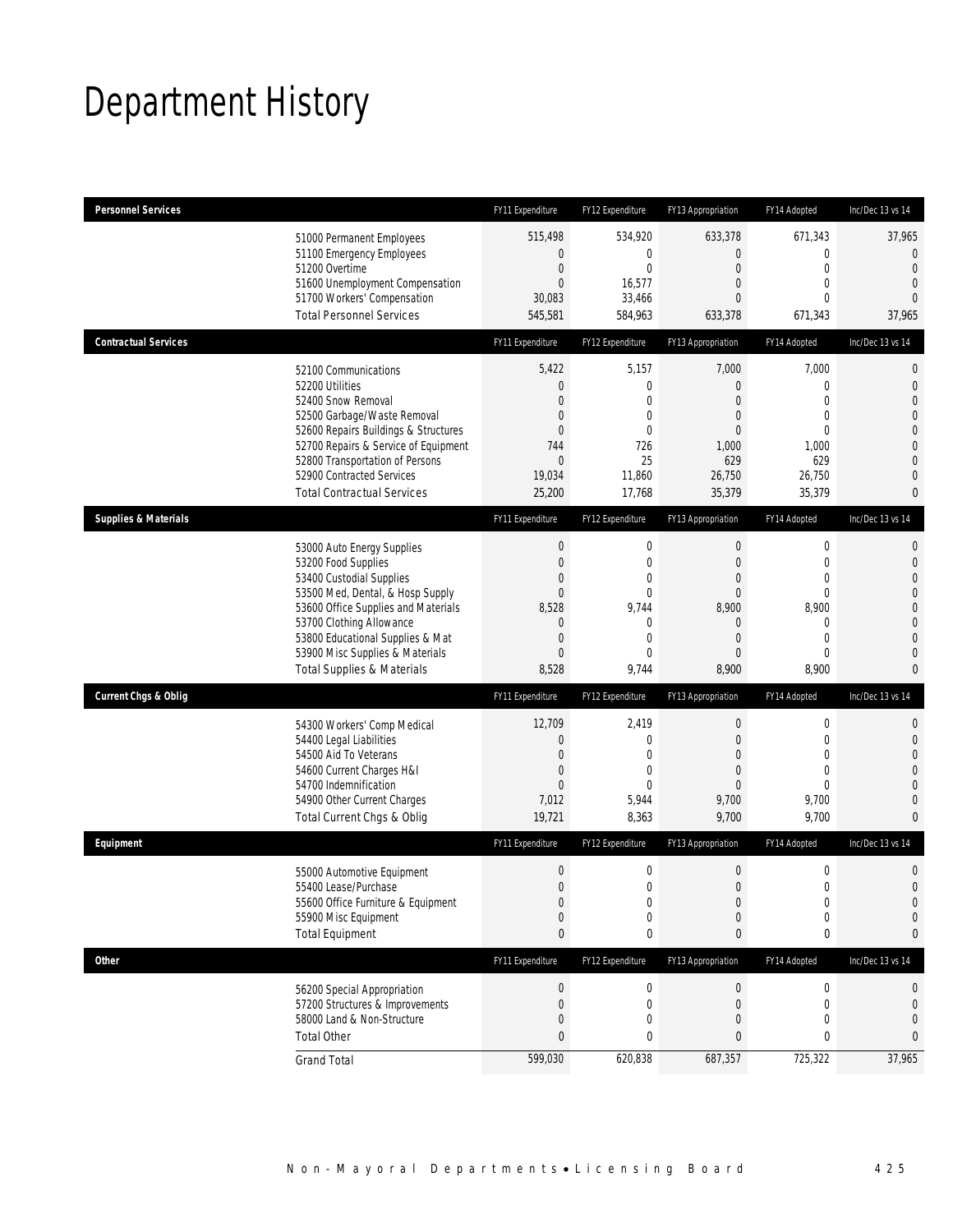# Department History

| Personnel Services | FY11 Expenditure | FY12 Expenditure | FY13 Appropriation | FY14 Adopted | Inc/Dec 13 vs 14 |
|---|---|---|---|---|---|
| 51000 Permanent Employees | 515,498 | 534,920 | 633,378 | 671,343 | 37,965 |
| 51100 Emergency Employees | 0 | 0 | 0 | 0 | 0 |
| 51200 Overtime | 0 | 0 | 0 | 0 | 0 |
| 51600 Unemployment Compensation | 0 | 16,577 | 0 | 0 | 0 |
| 51700 Workers' Compensation | 30,083 | 33,466 | 0 | 0 | 0 |
| Total Personnel Services | 545,581 | 584,963 | 633,378 | 671,343 | 37,965 |

| Contractual Services | FY11 Expenditure | FY12 Expenditure | FY13 Appropriation | FY14 Adopted | Inc/Dec 13 vs 14 |
|---|---|---|---|---|---|
| 52100 Communications | 5,422 | 5,157 | 7,000 | 7,000 | 0 |
| 52200 Utilities | 0 | 0 | 0 | 0 | 0 |
| 52400 Snow Removal | 0 | 0 | 0 | 0 | 0 |
| 52500 Garbage/Waste Removal | 0 | 0 | 0 | 0 | 0 |
| 52600 Repairs Buildings & Structures | 0 | 0 | 0 | 0 | 0 |
| 52700 Repairs & Service of Equipment | 744 | 726 | 1,000 | 1,000 | 0 |
| 52800 Transportation of Persons | 0 | 25 | 629 | 629 | 0 |
| 52900 Contracted Services | 19,034 | 11,860 | 26,750 | 26,750 | 0 |
| Total Contractual Services | 25,200 | 17,768 | 35,379 | 35,379 | 0 |

| Supplies & Materials | FY11 Expenditure | FY12 Expenditure | FY13 Appropriation | FY14 Adopted | Inc/Dec 13 vs 14 |
|---|---|---|---|---|---|
| 53000 Auto Energy Supplies | 0 | 0 | 0 | 0 | 0 |
| 53200 Food Supplies | 0 | 0 | 0 | 0 | 0 |
| 53400 Custodial Supplies | 0 | 0 | 0 | 0 | 0 |
| 53500 Med, Dental, & Hosp Supply | 0 | 0 | 0 | 0 | 0 |
| 53600 Office Supplies and Materials | 8,528 | 9,744 | 8,900 | 8,900 | 0 |
| 53700 Clothing Allowance | 0 | 0 | 0 | 0 | 0 |
| 53800 Educational Supplies & Mat | 0 | 0 | 0 | 0 | 0 |
| 53900 Misc Supplies & Materials | 0 | 0 | 0 | 0 | 0 |
| Total Supplies & Materials | 8,528 | 9,744 | 8,900 | 8,900 | 0 |

| Current Chgs & Oblig | FY11 Expenditure | FY12 Expenditure | FY13 Appropriation | FY14 Adopted | Inc/Dec 13 vs 14 |
|---|---|---|---|---|---|
| 54300 Workers' Comp Medical | 12,709 | 2,419 | 0 | 0 | 0 |
| 54400 Legal Liabilities | 0 | 0 | 0 | 0 | 0 |
| 54500 Aid To Veterans | 0 | 0 | 0 | 0 | 0 |
| 54600 Current Charges H&I | 0 | 0 | 0 | 0 | 0 |
| 54700 Indemnification | 0 | 0 | 0 | 0 | 0 |
| 54900 Other Current Charges | 7,012 | 5,944 | 9,700 | 9,700 | 0 |
| Total Current Chgs & Oblig | 19,721 | 8,363 | 9,700 | 9,700 | 0 |

| Equipment | FY11 Expenditure | FY12 Expenditure | FY13 Appropriation | FY14 Adopted | Inc/Dec 13 vs 14 |
|---|---|---|---|---|---|
| 55000 Automotive Equipment | 0 | 0 | 0 | 0 | 0 |
| 55400 Lease/Purchase | 0 | 0 | 0 | 0 | 0 |
| 55600 Office Furniture & Equipment | 0 | 0 | 0 | 0 | 0 |
| 55900 Misc Equipment | 0 | 0 | 0 | 0 | 0 |
| Total Equipment | 0 | 0 | 0 | 0 | 0 |

| Other | FY11 Expenditure | FY12 Expenditure | FY13 Appropriation | FY14 Adopted | Inc/Dec 13 vs 14 |
|---|---|---|---|---|---|
| 56200 Special Appropriation | 0 | 0 | 0 | 0 | 0 |
| 57200 Structures & Improvements | 0 | 0 | 0 | 0 | 0 |
| 58000 Land & Non-Structure | 0 | 0 | 0 | 0 | 0 |
| Total Other | 0 | 0 | 0 | 0 | 0 |
| Grand Total | 599,030 | 620,838 | 687,357 | 725,322 | 37,965 |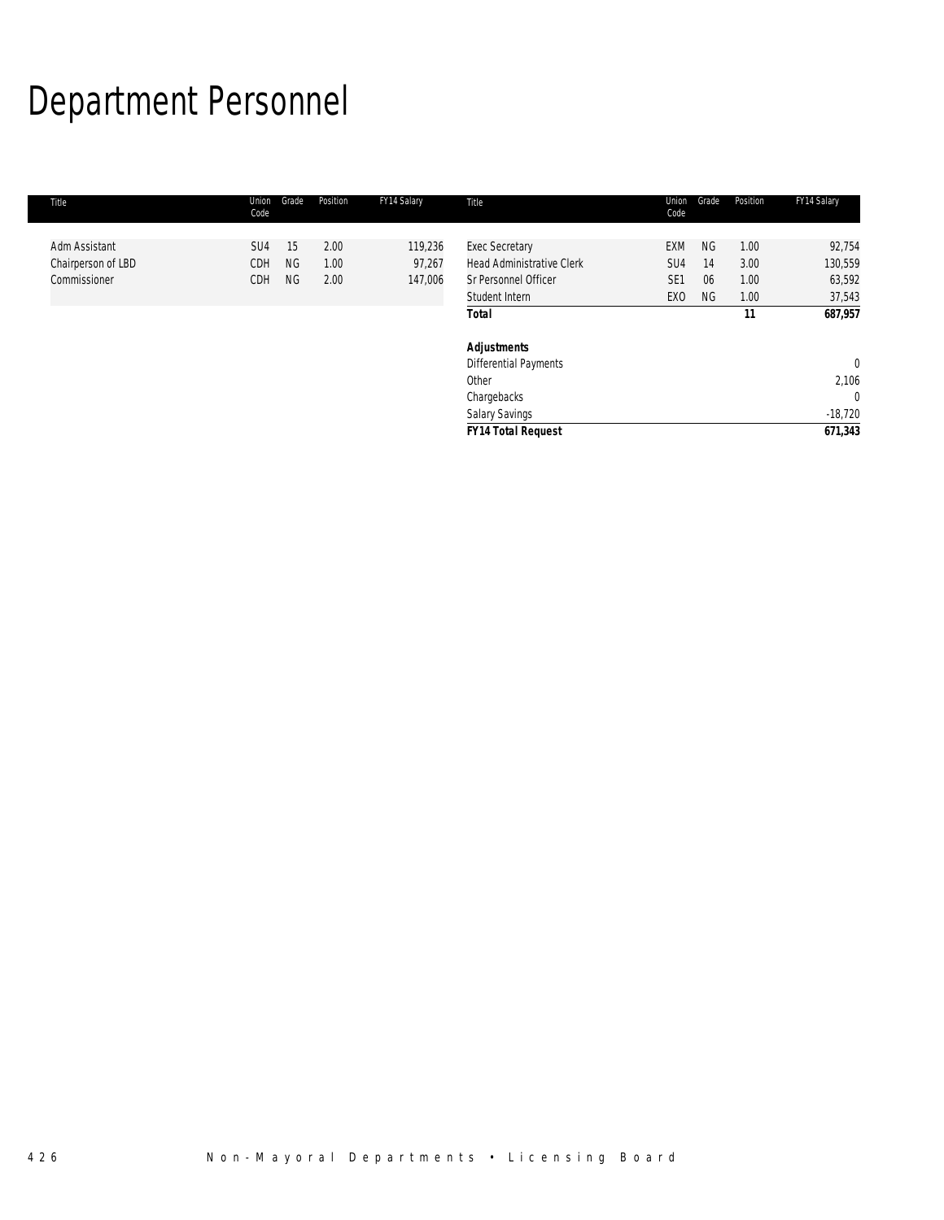# Department Personnel

| Title | Union Code | Grade | Position | FY14 Salary |
|---|---|---|---|---|
| Adm Assistant | SU4 | 15 | 2.00 | 119,236 |
| Chairperson of LBD | CDH | NG | 1.00 | 97,267 |
| Commissioner | CDH | NG | 2.00 | 147,006 |
| Exec Secretary | EXM | NG | 1.00 | 92,754 |
| Head Administrative Clerk | SU4 | 14 | 3.00 | 130,559 |
| Sr Personnel Officer | SE1 | 06 | 1.00 | 63,592 |
| Student Intern | EXO | NG | 1.00 | 37,543 |
| **Total** | | | **11** | **687,957** |
| | | | | |
| ***Adjustments*** | | | | |
| Differential Payments | | | | 0 |
| Other | | | | 2,106 |
| Chargebacks | | | | 0 |
| Salary Savings | | | | -18,720 |
| ***FY14 Total Request*** | | | | ***671,343*** |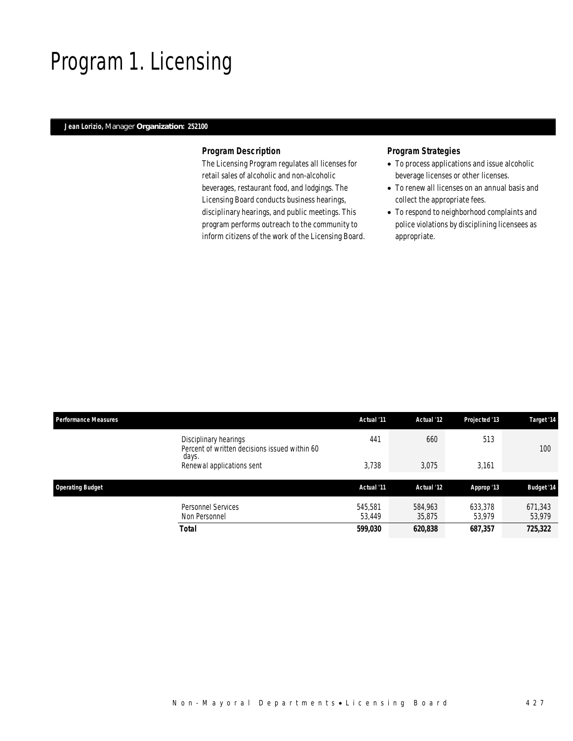# Program 1. Licensing

**Jean Lorizio,** Manager **Organization: 252100**

### Program Description

The Licensing Program regulates all licenses for retail sales of alcoholic and non-alcoholic beverages, restaurant food, and lodgings. The Licensing Board conducts business hearings, disciplinary hearings, and public meetings. This program performs outreach to the community to inform citizens of the work of the Licensing Board.

### Program Strategies

- To process applications and issue alcoholic beverage licenses or other licenses.
- To renew all licenses on an annual basis and collect the appropriate fees.
- To respond to neighborhood complaints and police violations by disciplining licensees as appropriate.

| Performance Measures | | Actual '11 | Actual '12 | Projected '13 | Target '14 |
|---|---|---|---|---|---|
| | Disciplinary hearings | 441 | 660 | 513 | |
| | Percent of written decisions issued within 60 days. | | | | 100 |
| | Renewal applications sent | 3,738 | 3,075 | 3,161 | |

| Operating Budget | | Actual '11 | Actual '12 | Approp '13 | Budget '14 |
|---|---|---|---|---|---|
| | Personnel Services | 545,581 | 584,963 | 633,378 | 671,343 |
| | Non Personnel | 53,449 | 35,875 | 53,979 | 53,979 |
| | **Total** | **599,030** | **620,838** | **687,357** | **725,322** |